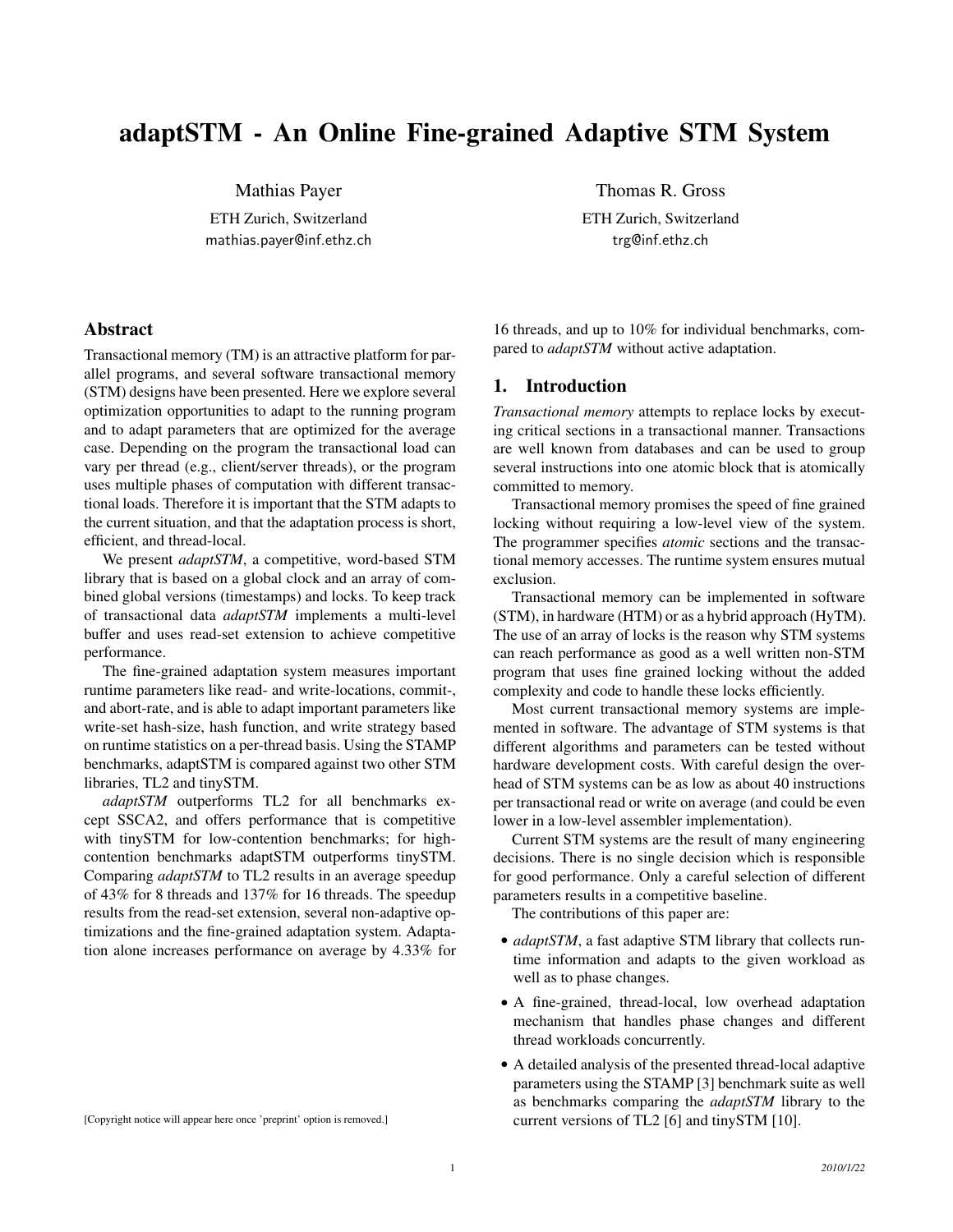# adaptSTM - An Online Fine-grained Adaptive STM System

Mathias Payer
ETH Zurich, Switzerland
mathias.payer@inf.ethz.ch

Thomas R. Gross
ETH Zurich, Switzerland
trg@inf.ethz.ch

## Abstract

Transactional memory (TM) is an attractive platform for parallel programs, and several software transactional memory (STM) designs have been presented. Here we explore several optimization opportunities to adapt to the running program and to adapt parameters that are optimized for the average case. Depending on the program the transactional load can vary per thread (e.g., client/server threads), or the program uses multiple phases of computation with different transactional loads. Therefore it is important that the STM adapts to the current situation, and that the adaptation process is short, efficient, and thread-local.

We present *adaptSTM*, a competitive, word-based STM library that is based on a global clock and an array of combined global versions (timestamps) and locks. To keep track of transactional data *adaptSTM* implements a multi-level buffer and uses read-set extension to achieve competitive performance.

The fine-grained adaptation system measures important runtime parameters like read- and write-locations, commit-, and abort-rate, and is able to adapt important parameters like write-set hash-size, hash function, and write strategy based on runtime statistics on a per-thread basis. Using the STAMP benchmarks, adaptSTM is compared against two other STM libraries, TL2 and tinySTM.

*adaptSTM* outperforms TL2 for all benchmarks except SSCA2, and offers performance that is competitive with tinySTM for low-contention benchmarks; for high-contention benchmarks adaptSTM outperforms tinySTM. Comparing *adaptSTM* to TL2 results in an average speedup of 43% for 8 threads and 137% for 16 threads. The speedup results from the read-set extension, several non-adaptive optimizations and the fine-grained adaptation system. Adaptation alone increases performance on average by 4.33% for 16 threads, and up to 10% for individual benchmarks, compared to *adaptSTM* without active adaptation.

## 1. Introduction

*Transactional memory* attempts to replace locks by executing critical sections in a transactional manner. Transactions are well known from databases and can be used to group several instructions into one atomic block that is atomically committed to memory.

Transactional memory promises the speed of fine grained locking without requiring a low-level view of the system. The programmer specifies *atomic* sections and the transactional memory accesses. The runtime system ensures mutual exclusion.

Transactional memory can be implemented in software (STM), in hardware (HTM) or as a hybrid approach (HyTM). The use of an array of locks is the reason why STM systems can reach performance as good as a well written non-STM program that uses fine grained locking without the added complexity and code to handle these locks efficiently.

Most current transactional memory systems are implemented in software. The advantage of STM systems is that different algorithms and parameters can be tested without hardware development costs. With careful design the overhead of STM systems can be as low as about 40 instructions per transactional read or write on average (and could be even lower in a low-level assembler implementation).

Current STM systems are the result of many engineering decisions. There is no single decision which is responsible for good performance. Only a careful selection of different parameters results in a competitive baseline.

The contributions of this paper are:

- *adaptSTM*, a fast adaptive STM library that collects runtime information and adapts to the given workload as well as to phase changes.
- A fine-grained, thread-local, low overhead adaptation mechanism that handles phase changes and different thread workloads concurrently.
- A detailed analysis of the presented thread-local adaptive parameters using the STAMP [3] benchmark suite as well as benchmarks comparing the *adaptSTM* library to the current versions of TL2 [6] and tinySTM [10].

[Copyright notice will appear here once 'preprint' option is removed.]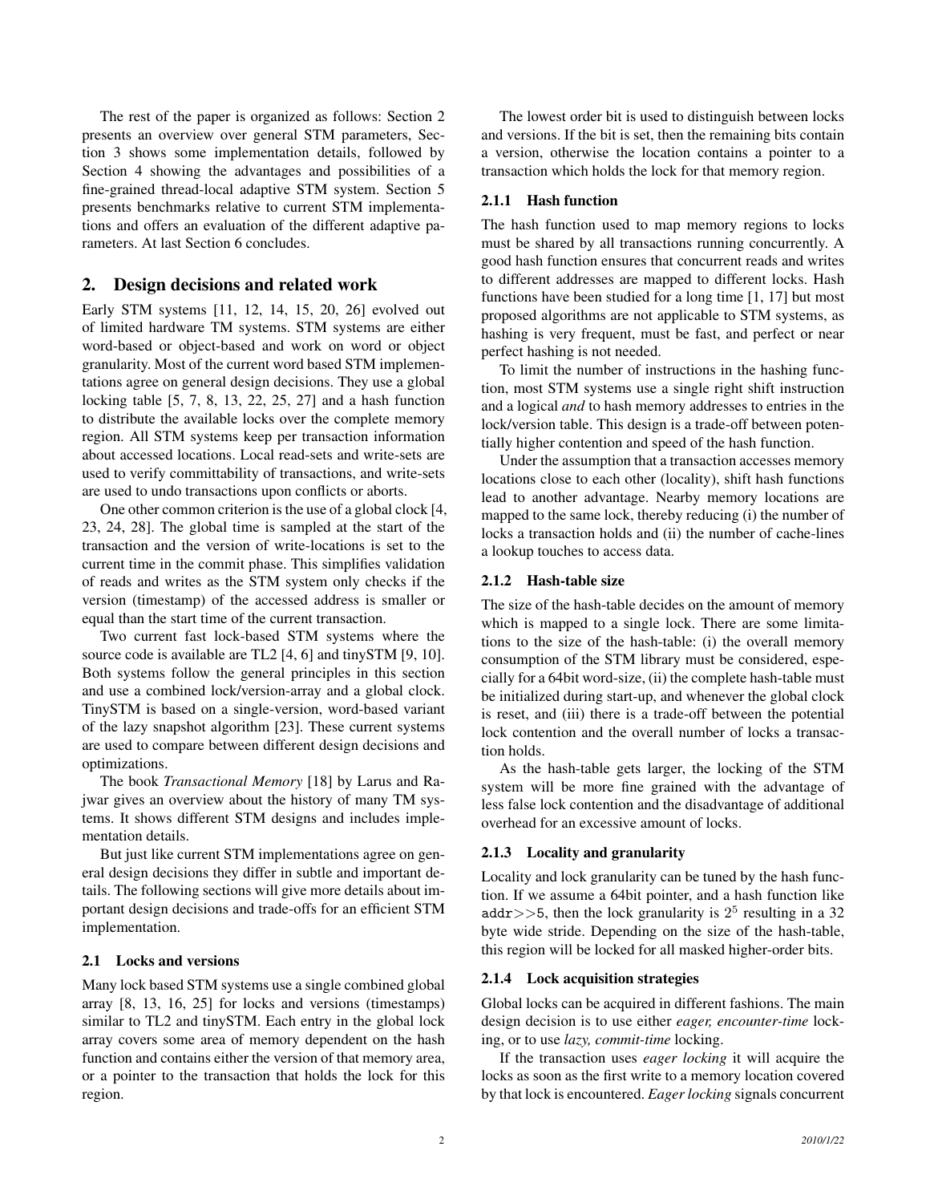The rest of the paper is organized as follows: Section 2 presents an overview over general STM parameters, Section 3 shows some implementation details, followed by Section 4 showing the advantages and possibilities of a fine-grained thread-local adaptive STM system. Section 5 presents benchmarks relative to current STM implementations and offers an evaluation of the different adaptive parameters. At last Section 6 concludes.

## 2. Design decisions and related work

Early STM systems [11, 12, 14, 15, 20, 26] evolved out of limited hardware TM systems. STM systems are either word-based or object-based and work on word or object granularity. Most of the current word based STM implementations agree on general design decisions. They use a global locking table [5, 7, 8, 13, 22, 25, 27] and a hash function to distribute the available locks over the complete memory region. All STM systems keep per transaction information about accessed locations. Local read-sets and write-sets are used to verify committability of transactions, and write-sets are used to undo transactions upon conflicts or aborts.

One other common criterion is the use of a global clock [4, 23, 24, 28]. The global time is sampled at the start of the transaction and the version of write-locations is set to the current time in the commit phase. This simplifies validation of reads and writes as the STM system only checks if the version (timestamp) of the accessed address is smaller or equal than the start time of the current transaction.

Two current fast lock-based STM systems where the source code is available are TL2 [4, 6] and tinySTM [9, 10]. Both systems follow the general principles in this section and use a combined lock/version-array and a global clock. TinySTM is based on a single-version, word-based variant of the lazy snapshot algorithm [23]. These current systems are used to compare between different design decisions and optimizations.

The book *Transactional Memory* [18] by Larus and Rajwar gives an overview about the history of many TM systems. It shows different STM designs and includes implementation details.

But just like current STM implementations agree on general design decisions they differ in subtle and important details. The following sections will give more details about important design decisions and trade-offs for an efficient STM implementation.

### 2.1 Locks and versions

Many lock based STM systems use a single combined global array [8, 13, 16, 25] for locks and versions (timestamps) similar to TL2 and tinySTM. Each entry in the global lock array covers some area of memory dependent on the hash function and contains either the version of that memory area, or a pointer to the transaction that holds the lock for this region.

The lowest order bit is used to distinguish between locks and versions. If the bit is set, then the remaining bits contain a version, otherwise the location contains a pointer to a transaction which holds the lock for that memory region.

#### 2.1.1 Hash function

The hash function used to map memory regions to locks must be shared by all transactions running concurrently. A good hash function ensures that concurrent reads and writes to different addresses are mapped to different locks. Hash functions have been studied for a long time [1, 17] but most proposed algorithms are not applicable to STM systems, as hashing is very frequent, must be fast, and perfect or near perfect hashing is not needed.

To limit the number of instructions in the hashing function, most STM systems use a single right shift instruction and a logical *and* to hash memory addresses to entries in the lock/version table. This design is a trade-off between potentially higher contention and speed of the hash function.

Under the assumption that a transaction accesses memory locations close to each other (locality), shift hash functions lead to another advantage. Nearby memory locations are mapped to the same lock, thereby reducing (i) the number of locks a transaction holds and (ii) the number of cache-lines a lookup touches to access data.

#### 2.1.2 Hash-table size

The size of the hash-table decides on the amount of memory which is mapped to a single lock. There are some limitations to the size of the hash-table: (i) the overall memory consumption of the STM library must be considered, especially for a 64bit word-size, (ii) the complete hash-table must be initialized during start-up, and whenever the global clock is reset, and (iii) there is a trade-off between the potential lock contention and the overall number of locks a transaction holds.

As the hash-table gets larger, the locking of the STM system will be more fine grained with the advantage of less false lock contention and the disadvantage of additional overhead for an excessive amount of locks.

#### 2.1.3 Locality and granularity

Locality and lock granularity can be tuned by the hash function. If we assume a 64bit pointer, and a hash function like `addr>>5`, then the lock granularity is $2^5$ resulting in a 32 byte wide stride. Depending on the size of the hash-table, this region will be locked for all masked higher-order bits.

#### 2.1.4 Lock acquisition strategies

Global locks can be acquired in different fashions. The main design decision is to use either *eager, encounter-time* locking, or to use *lazy, commit-time* locking.

If the transaction uses *eager locking* it will acquire the locks as soon as the first write to a memory location covered by that lock is encountered. *Eager locking* signals concurrent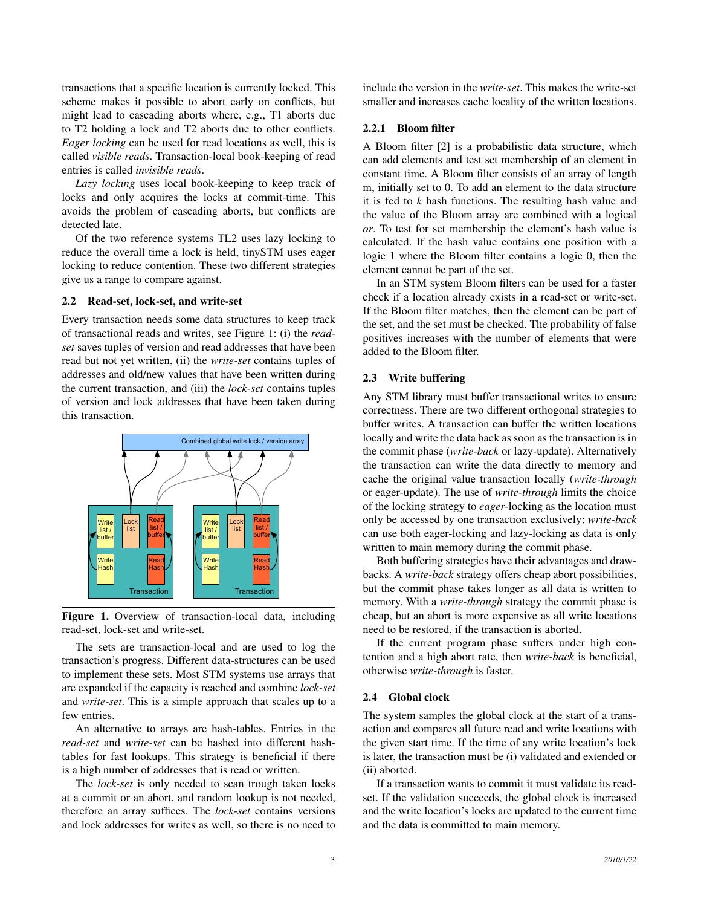transactions that a specific location is currently locked. This scheme makes it possible to abort early on conflicts, but might lead to cascading aborts where, e.g., T1 aborts due to T2 holding a lock and T2 aborts due to other conflicts. *Eager locking* can be used for read locations as well, this is called *visible reads*. Transaction-local book-keeping of read entries is called *invisible reads*.

*Lazy locking* uses local book-keeping to keep track of locks and only acquires the locks at commit-time. This avoids the problem of cascading aborts, but conflicts are detected late.

Of the two reference systems TL2 uses lazy locking to reduce the overall time a lock is held, tinySTM uses eager locking to reduce contention. These two different strategies give us a range to compare against.

### 2.2 Read-set, lock-set, and write-set

Every transaction needs some data structures to keep track of transactional reads and writes, see Figure 1: (i) the *read-set* saves tuples of version and read addresses that have been read but not yet written, (ii) the *write-set* contains tuples of addresses and old/new values that have been written during the current transaction, and (iii) the *lock-set* contains tuples of version and lock addresses that have been taken during this transaction.

**Figure 1.** Overview of transaction-local data, including read-set, lock-set and write-set.

The sets are transaction-local and are used to log the transaction's progress. Different data-structures can be used to implement these sets. Most STM systems use arrays that are expanded if the capacity is reached and combine *lock-set* and *write-set*. This is a simple approach that scales up to a few entries.

An alternative to arrays are hash-tables. Entries in the *read-set* and *write-set* can be hashed into different hash-tables for fast lookups. This strategy is beneficial if there is a high number of addresses that is read or written.

The *lock-set* is only needed to scan trough taken locks at a commit or an abort, and random lookup is not needed, therefore an array suffices. The *lock-set* contains versions and lock addresses for writes as well, so there is no need to include the version in the *write-set*. This makes the write-set smaller and increases cache locality of the written locations.

#### 2.2.1 Bloom filter

A Bloom filter [2] is a probabilistic data structure, which can add elements and test set membership of an element in constant time. A Bloom filter consists of an array of length m, initially set to 0. To add an element to the data structure it is fed to $k$ hash functions. The resulting hash value and the value of the Bloom array are combined with a logical *or*. To test for set membership the element's hash value is calculated. If the hash value contains one position with a logic 1 where the Bloom filter contains a logic 0, then the element cannot be part of the set.

In an STM system Bloom filters can be used for a faster check if a location already exists in a read-set or write-set. If the Bloom filter matches, then the element can be part of the set, and the set must be checked. The probability of false positives increases with the number of elements that were added to the Bloom filter.

### 2.3 Write buffering

Any STM library must buffer transactional writes to ensure correctness. There are two different orthogonal strategies to buffer writes. A transaction can buffer the written locations locally and write the data back as soon as the transaction is in the commit phase (*write-back* or lazy-update). Alternatively the transaction can write the data directly to memory and cache the original value transaction locally (*write-through* or eager-update). The use of *write-through* limits the choice of the locking strategy to *eager*-locking as the location must only be accessed by one transaction exclusively; *write-back* can use both eager-locking and lazy-locking as data is only written to main memory during the commit phase.

Both buffering strategies have their advantages and drawbacks. A *write-back* strategy offers cheap abort possibilities, but the commit phase takes longer as all data is written to memory. With a *write-through* strategy the commit phase is cheap, but an abort is more expensive as all write locations need to be restored, if the transaction is aborted.

If the current program phase suffers under high contention and a high abort rate, then *write-back* is beneficial, otherwise *write-through* is faster.

### 2.4 Global clock

The system samples the global clock at the start of a transaction and compares all future read and write locations with the given start time. If the time of any write location's lock is later, the transaction must be (i) validated and extended or (ii) aborted.

If a transaction wants to commit it must validate its read-set. If the validation succeeds, the global clock is increased and the write location's locks are updated to the current time and the data is committed to main memory.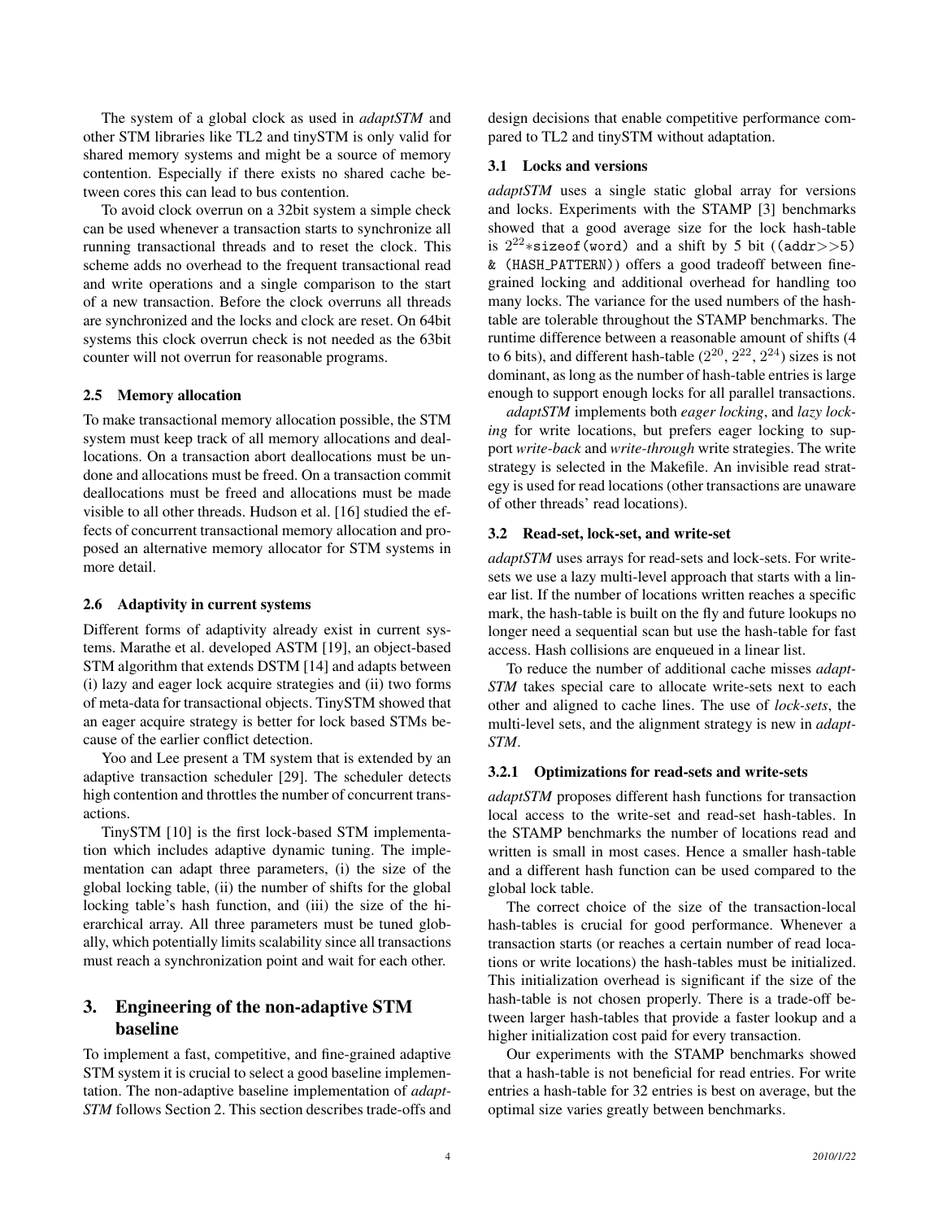The system of a global clock as used in *adaptSTM* and other STM libraries like TL2 and tinySTM is only valid for shared memory systems and might be a source of memory contention. Especially if there exists no shared cache between cores this can lead to bus contention.

To avoid clock overrun on a 32bit system a simple check can be used whenever a transaction starts to synchronize all running transactional threads and to reset the clock. This scheme adds no overhead to the frequent transactional read and write operations and a single comparison to the start of a new transaction. Before the clock overruns all threads are synchronized and the locks and clock are reset. On 64bit systems this clock overrun check is not needed as the 63bit counter will not overrun for reasonable programs.

### 2.5 Memory allocation

To make transactional memory allocation possible, the STM system must keep track of all memory allocations and deallocations. On a transaction abort deallocations must be undone and allocations must be freed. On a transaction commit deallocations must be freed and allocations must be made visible to all other threads. Hudson et al. [16] studied the effects of concurrent transactional memory allocation and proposed an alternative memory allocator for STM systems in more detail.

### 2.6 Adaptivity in current systems

Different forms of adaptivity already exist in current systems. Marathe et al. developed ASTM [19], an object-based STM algorithm that extends DSTM [14] and adapts between (i) lazy and eager lock acquire strategies and (ii) two forms of meta-data for transactional objects. TinySTM showed that an eager acquire strategy is better for lock based STMs because of the earlier conflict detection.

Yoo and Lee present a TM system that is extended by an adaptive transaction scheduler [29]. The scheduler detects high contention and throttles the number of concurrent transactions.

TinySTM [10] is the first lock-based STM implementation which includes adaptive dynamic tuning. The implementation can adapt three parameters, (i) the size of the global locking table, (ii) the number of shifts for the global locking table's hash function, and (iii) the size of the hierarchical array. All three parameters must be tuned globally, which potentially limits scalability since all transactions must reach a synchronization point and wait for each other.

## 3. Engineering of the non-adaptive STM baseline

To implement a fast, competitive, and fine-grained adaptive STM system it is crucial to select a good baseline implementation. The non-adaptive baseline implementation of *adaptSTM* follows Section 2. This section describes trade-offs and design decisions that enable competitive performance compared to TL2 and tinySTM without adaptation.

### 3.1 Locks and versions

*adaptSTM* uses a single static global array for versions and locks. Experiments with the STAMP [3] benchmarks showed that a good average size for the lock hash-table is $2^{22}$*`sizeof(word)` and a shift by 5 bit (`(addr>>5) & (HASH_PATTERN)`) offers a good tradeoff between fine-grained locking and additional overhead for handling too many locks. The variance for the used numbers of the hash-table are tolerable throughout the STAMP benchmarks. The runtime difference between a reasonable amount of shifts (4 to 6 bits), and different hash-table ($2^{20}$, $2^{22}$, $2^{24}$) sizes is not dominant, as long as the number of hash-table entries is large enough to support enough locks for all parallel transactions.

*adaptSTM* implements both *eager locking*, and *lazy locking* for write locations, but prefers eager locking to support *write-back* and *write-through* write strategies. The write strategy is selected in the Makefile. An invisible read strategy is used for read locations (other transactions are unaware of other threads' read locations).

### 3.2 Read-set, lock-set, and write-set

*adaptSTM* uses arrays for read-sets and lock-sets. For write-sets we use a lazy multi-level approach that starts with a linear list. If the number of locations written reaches a specific mark, the hash-table is built on the fly and future lookups no longer need a sequential scan but use the hash-table for fast access. Hash collisions are enqueued in a linear list.

To reduce the number of additional cache misses *adaptSTM* takes special care to allocate write-sets next to each other and aligned to cache lines. The use of *lock-sets*, the multi-level sets, and the alignment strategy is new in *adaptSTM*.

#### 3.2.1 Optimizations for read-sets and write-sets

*adaptSTM* proposes different hash functions for transaction local access to the write-set and read-set hash-tables. In the STAMP benchmarks the number of locations read and written is small in most cases. Hence a smaller hash-table and a different hash function can be used compared to the global lock table.

The correct choice of the size of the transaction-local hash-tables is crucial for good performance. Whenever a transaction starts (or reaches a certain number of read locations or write locations) the hash-tables must be initialized. This initialization overhead is significant if the size of the hash-table is not chosen properly. There is a trade-off between larger hash-tables that provide a faster lookup and a higher initialization cost paid for every transaction.

Our experiments with the STAMP benchmarks showed that a hash-table is not beneficial for read entries. For write entries a hash-table for 32 entries is best on average, but the optimal size varies greatly between benchmarks.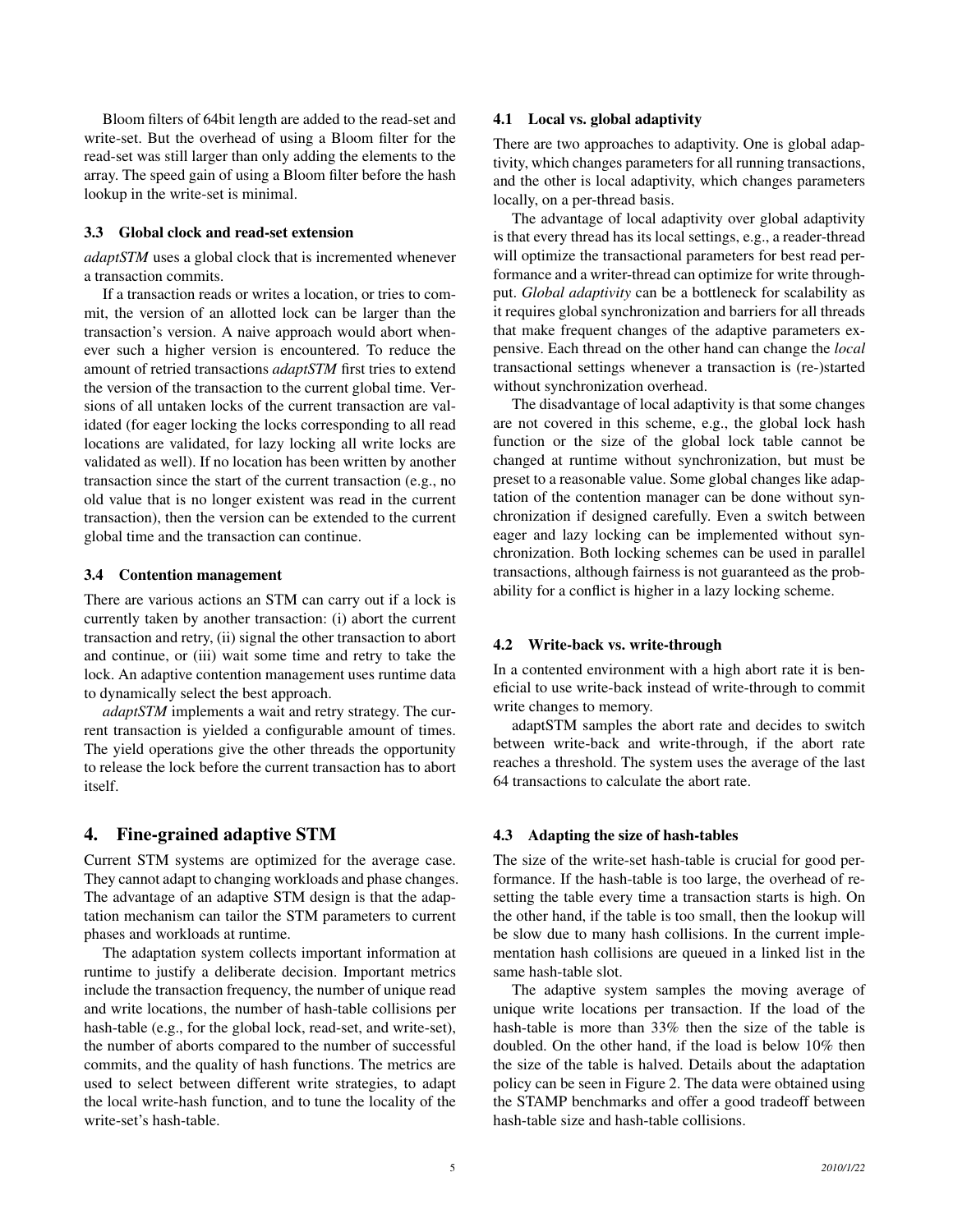Bloom filters of 64bit length are added to the read-set and write-set. But the overhead of using a Bloom filter for the read-set was still larger than only adding the elements to the array. The speed gain of using a Bloom filter before the hash lookup in the write-set is minimal.

### 3.3 Global clock and read-set extension

*adaptSTM* uses a global clock that is incremented whenever a transaction commits.

If a transaction reads or writes a location, or tries to commit, the version of an allotted lock can be larger than the transaction's version. A naive approach would abort whenever such a higher version is encountered. To reduce the amount of retried transactions *adaptSTM* first tries to extend the version of the transaction to the current global time. Versions of all untaken locks of the current transaction are validated (for eager locking the locks corresponding to all read locations are validated, for lazy locking all write locks are validated as well). If no location has been written by another transaction since the start of the current transaction (e.g., no old value that is no longer existent was read in the current transaction), then the version can be extended to the current global time and the transaction can continue.

### 3.4 Contention management

There are various actions an STM can carry out if a lock is currently taken by another transaction: (i) abort the current transaction and retry, (ii) signal the other transaction to abort and continue, or (iii) wait some time and retry to take the lock. An adaptive contention management uses runtime data to dynamically select the best approach.

*adaptSTM* implements a wait and retry strategy. The current transaction is yielded a configurable amount of times. The yield operations give the other threads the opportunity to release the lock before the current transaction has to abort itself.

## 4. Fine-grained adaptive STM

Current STM systems are optimized for the average case. They cannot adapt to changing workloads and phase changes. The advantage of an adaptive STM design is that the adaptation mechanism can tailor the STM parameters to current phases and workloads at runtime.

The adaptation system collects important information at runtime to justify a deliberate decision. Important metrics include the transaction frequency, the number of unique read and write locations, the number of hash-table collisions per hash-table (e.g., for the global lock, read-set, and write-set), the number of aborts compared to the number of successful commits, and the quality of hash functions. The metrics are used to select between different write strategies, to adapt the local write-hash function, and to tune the locality of the write-set's hash-table.

### 4.1 Local vs. global adaptivity

There are two approaches to adaptivity. One is global adaptivity, which changes parameters for all running transactions, and the other is local adaptivity, which changes parameters locally, on a per-thread basis.

The advantage of local adaptivity over global adaptivity is that every thread has its local settings, e.g., a reader-thread will optimize the transactional parameters for best read performance and a writer-thread can optimize for write throughput. *Global adaptivity* can be a bottleneck for scalability as it requires global synchronization and barriers for all threads that make frequent changes of the adaptive parameters expensive. Each thread on the other hand can change the *local* transactional settings whenever a transaction is (re-)started without synchronization overhead.

The disadvantage of local adaptivity is that some changes are not covered in this scheme, e.g., the global lock hash function or the size of the global lock table cannot be changed at runtime without synchronization, but must be preset to a reasonable value. Some global changes like adaptation of the contention manager can be done without synchronization if designed carefully. Even a switch between eager and lazy locking can be implemented without synchronization. Both locking schemes can be used in parallel transactions, although fairness is not guaranteed as the probability for a conflict is higher in a lazy locking scheme.

### 4.2 Write-back vs. write-through

In a contented environment with a high abort rate it is beneficial to use write-back instead of write-through to commit write changes to memory.

adaptSTM samples the abort rate and decides to switch between write-back and write-through, if the abort rate reaches a threshold. The system uses the average of the last 64 transactions to calculate the abort rate.

### 4.3 Adapting the size of hash-tables

The size of the write-set hash-table is crucial for good performance. If the hash-table is too large, the overhead of resetting the table every time a transaction starts is high. On the other hand, if the table is too small, then the lookup will be slow due to many hash collisions. In the current implementation hash collisions are queued in a linked list in the same hash-table slot.

The adaptive system samples the moving average of unique write locations per transaction. If the load of the hash-table is more than 33% then the size of the table is doubled. On the other hand, if the load is below 10% then the size of the table is halved. Details about the adaptation policy can be seen in Figure 2. The data were obtained using the STAMP benchmarks and offer a good tradeoff between hash-table size and hash-table collisions.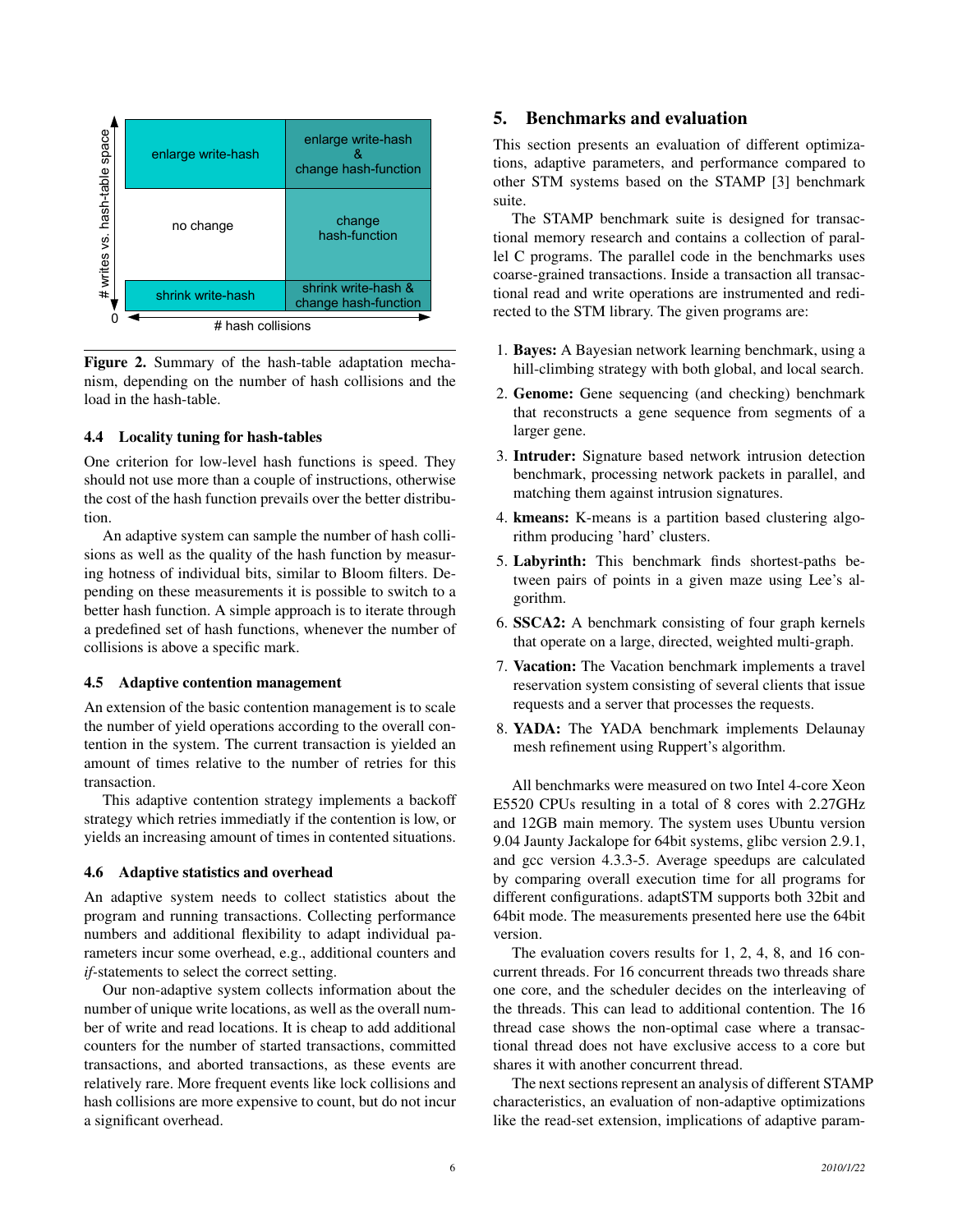| | | |
|---|---|---|
| # writes vs. hash-table space (high) | enlarge write-hash | enlarge write-hash & change hash-function |
| | no change | change hash-function |
| 0 | shrink write-hash | shrink write-hash & change hash-function |
| | # hash collisions → | |

**Figure 2.** Summary of the hash-table adaptation mechanism, depending on the number of hash collisions and the load in the hash-table.

### 4.4 Locality tuning for hash-tables

One criterion for low-level hash functions is speed. They should not use more than a couple of instructions, otherwise the cost of the hash function prevails over the better distribution.

An adaptive system can sample the number of hash collisions as well as the quality of the hash function by measuring hotness of individual bits, similar to Bloom filters. Depending on these measurements it is possible to switch to a better hash function. A simple approach is to iterate through a predefined set of hash functions, whenever the number of collisions is above a specific mark.

### 4.5 Adaptive contention management

An extension of the basic contention management is to scale the number of yield operations according to the overall contention in the system. The current transaction is yielded an amount of times relative to the number of retries for this transaction.

This adaptive contention strategy implements a backoff strategy which retries immediatly if the contention is low, or yields an increasing amount of times in contented situations.

### 4.6 Adaptive statistics and overhead

An adaptive system needs to collect statistics about the program and running transactions. Collecting performance numbers and additional flexibility to adapt individual parameters incur some overhead, e.g., additional counters and *if*-statements to select the correct setting.

Our non-adaptive system collects information about the number of unique write locations, as well as the overall number of write and read locations. It is cheap to add additional counters for the number of started transactions, committed transactions, and aborted transactions, as these events are relatively rare. More frequent events like lock collisions and hash collisions are more expensive to count, but do not incur a significant overhead.

## 5. Benchmarks and evaluation

This section presents an evaluation of different optimizations, adaptive parameters, and performance compared to other STM systems based on the STAMP [3] benchmark suite.

The STAMP benchmark suite is designed for transactional memory research and contains a collection of parallel C programs. The parallel code in the benchmarks uses coarse-grained transactions. Inside a transaction all transactional read and write operations are instrumented and redirected to the STM library. The given programs are:

1. **Bayes:** A Bayesian network learning benchmark, using a hill-climbing strategy with both global, and local search.
2. **Genome:** Gene sequencing (and checking) benchmark that reconstructs a gene sequence from segments of a larger gene.
3. **Intruder:** Signature based network intrusion detection benchmark, processing network packets in parallel, and matching them against intrusion signatures.
4. **kmeans:** K-means is a partition based clustering algorithm producing 'hard' clusters.
5. **Labyrinth:** This benchmark finds shortest-paths between pairs of points in a given maze using Lee's algorithm.
6. **SSCA2:** A benchmark consisting of four graph kernels that operate on a large, directed, weighted multi-graph.
7. **Vacation:** The Vacation benchmark implements a travel reservation system consisting of several clients that issue requests and a server that processes the requests.
8. **YADA:** The YADA benchmark implements Delaunay mesh refinement using Ruppert's algorithm.

All benchmarks were measured on two Intel 4-core Xeon E5520 CPUs resulting in a total of 8 cores with 2.27GHz and 12GB main memory. The system uses Ubuntu version 9.04 Jaunty Jackalope for 64bit systems, glibc version 2.9.1, and gcc version 4.3.3-5. Average speedups are calculated by comparing overall execution time for all programs for different configurations. adaptSTM supports both 32bit and 64bit mode. The measurements presented here use the 64bit version.

The evaluation covers results for 1, 2, 4, 8, and 16 concurrent threads. For 16 concurrent threads two threads share one core, and the scheduler decides on the interleaving of the threads. This can lead to additional contention. The 16 thread case shows the non-optimal case where a transactional thread does not have exclusive access to a core but shares it with another concurrent thread.

The next sections represent an analysis of different STAMP characteristics, an evaluation of non-adaptive optimizations like the read-set extension, implications of adaptive param-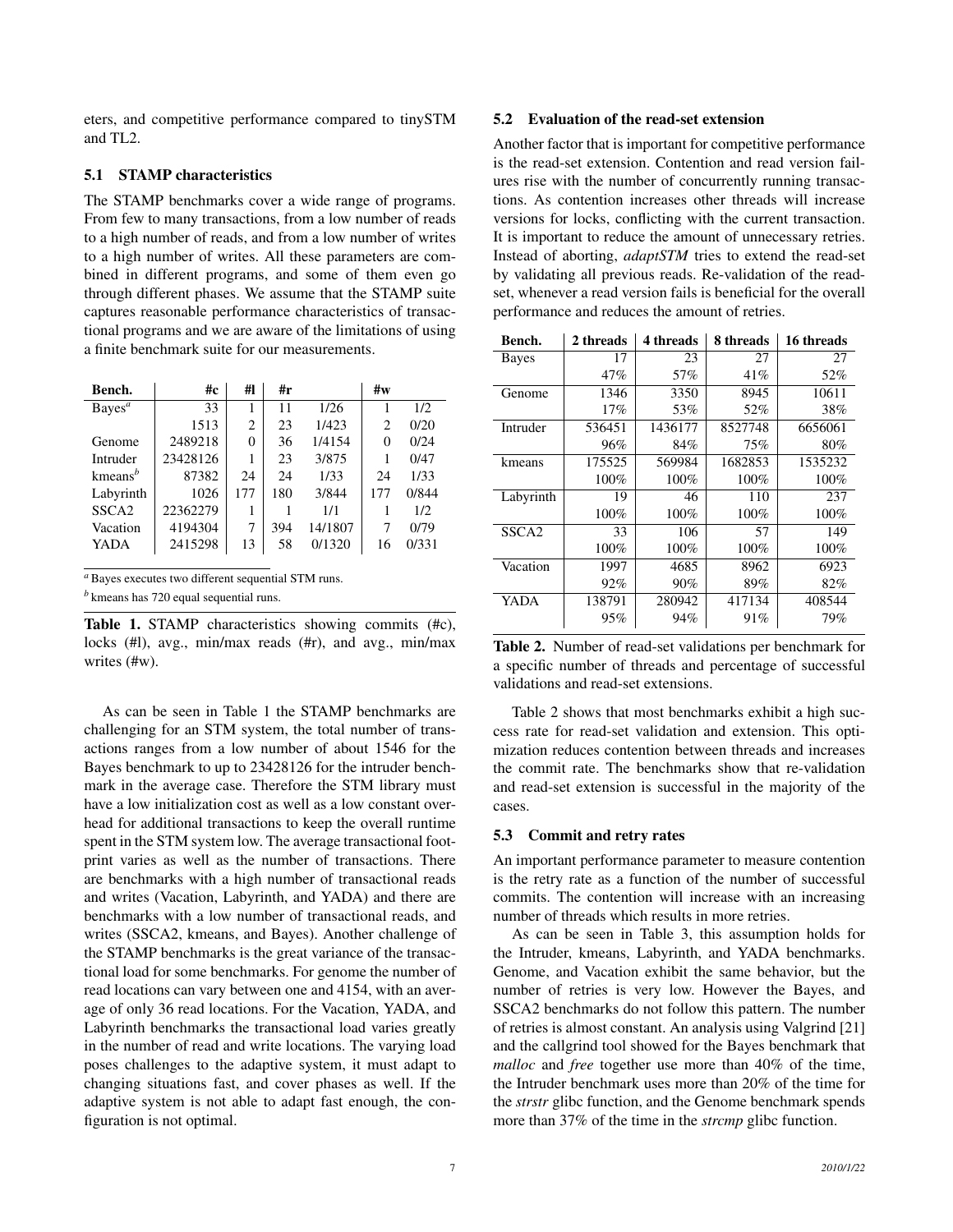eters, and competitive performance compared to tinySTM and TL2.

### 5.1 STAMP characteristics

The STAMP benchmarks cover a wide range of programs. From few to many transactions, from a low number of reads to a high number of reads, and from a low number of writes to a high number of writes. All these parameters are combined in different programs, and some of them even go through different phases. We assume that the STAMP suite captures reasonable performance characteristics of transactional programs and we are aware of the limitations of using a finite benchmark suite for our measurements.

| Bench. | #c | #l | #r | | #w | |
|---|---|---|---|---|---|---|
| Bayes[a] | 33 | 1 | 11 | 1/26 | 1 | 1/2 |
| | 1513 | 2 | 23 | 1/423 | 2 | 0/20 |
| Genome | 2489218 | 0 | 36 | 1/4154 | 0 | 0/24 |
| Intruder | 23428126 | 1 | 23 | 3/875 | 1 | 0/47 |
| kmeans[b] | 87382 | 24 | 24 | 1/33 | 24 | 1/33 |
| Labyrinth | 1026 | 177 | 180 | 3/844 | 177 | 0/844 |
| SSCA2 | 22362279 | 1 | 1 | 1/1 | 1 | 1/2 |
| Vacation | 4194304 | 7 | 394 | 14/1807 | 7 | 0/79 |
| YADA | 2415298 | 13 | 58 | 0/1320 | 16 | 0/331 |

[a] Bayes executes two different sequential STM runs.

[b] kmeans has 720 equal sequential runs.

**Table 1.** STAMP characteristics showing commits (#c), locks (#l), avg., min/max reads (#r), and avg., min/max writes (#w).

As can be seen in Table 1 the STAMP benchmarks are challenging for an STM system, the total number of transactions ranges from a low number of about 1546 for the Bayes benchmark to up to 23428126 for the intruder benchmark in the average case. Therefore the STM library must have a low initialization cost as well as a low constant overhead for additional transactions to keep the overall runtime spent in the STM system low. The average transactional footprint varies as well as the number of transactions. There are benchmarks with a high number of transactional reads and writes (Vacation, Labyrinth, and YADA) and there are benchmarks with a low number of transactional reads, and writes (SSCA2, kmeans, and Bayes). Another challenge of the STAMP benchmarks is the great variance of the transactional load for some benchmarks. For genome the number of read locations can vary between one and 4154, with an average of only 36 read locations. For the Vacation, YADA, and Labyrinth benchmarks the transactional load varies greatly in the number of read and write locations. The varying load poses challenges to the adaptive system, it must adapt to changing situations fast, and cover phases as well. If the adaptive system is not able to adapt fast enough, the configuration is not optimal.

### 5.2 Evaluation of the read-set extension

Another factor that is important for competitive performance is the read-set extension. Contention and read version failures rise with the number of concurrently running transactions. As contention increases other threads will increase versions for locks, conflicting with the current transaction. It is important to reduce the amount of unnecessary retries. Instead of aborting, *adaptSTM* tries to extend the read-set by validating all previous reads. Re-validation of the read-set, whenever a read version fails is beneficial for the overall performance and reduces the amount of retries.

| Bench. | 2 threads | 4 threads | 8 threads | 16 threads |
|---|---|---|---|---|
| Bayes | 17 | 23 | 27 | 27 |
| | 47% | 57% | 41% | 52% |
| Genome | 1346 | 3350 | 8945 | 10611 |
| | 17% | 53% | 52% | 38% |
| Intruder | 536451 | 1436177 | 8527748 | 6656061 |
| | 96% | 84% | 75% | 80% |
| kmeans | 175525 | 569984 | 1682853 | 1535232 |
| | 100% | 100% | 100% | 100% |
| Labyrinth | 19 | 46 | 110 | 237 |
| | 100% | 100% | 100% | 100% |
| SSCA2 | 33 | 106 | 57 | 149 |
| | 100% | 100% | 100% | 100% |
| Vacation | 1997 | 4685 | 8962 | 6923 |
| | 92% | 90% | 89% | 82% |
| YADA | 138791 | 280942 | 417134 | 408544 |
| | 95% | 94% | 91% | 79% |

**Table 2.** Number of read-set validations per benchmark for a specific number of threads and percentage of successful validations and read-set extensions.

Table 2 shows that most benchmarks exhibit a high success rate for read-set validation and extension. This optimization reduces contention between threads and increases the commit rate. The benchmarks show that re-validation and read-set extension is successful in the majority of the cases.

### 5.3 Commit and retry rates

An important performance parameter to measure contention is the retry rate as a function of the number of successful commits. The contention will increase with an increasing number of threads which results in more retries.

As can be seen in Table 3, this assumption holds for the Intruder, kmeans, Labyrinth, and YADA benchmarks. Genome, and Vacation exhibit the same behavior, but the number of retries is very low. However the Bayes, and SSCA2 benchmarks do not follow this pattern. The number of retries is almost constant. An analysis using Valgrind [21] and the callgrind tool showed for the Bayes benchmark that *malloc* and *free* together use more than 40% of the time, the Intruder benchmark uses more than 20% of the time for the *strstr* glibc function, and the Genome benchmark spends more than 37% of the time in the *strcmp* glibc function.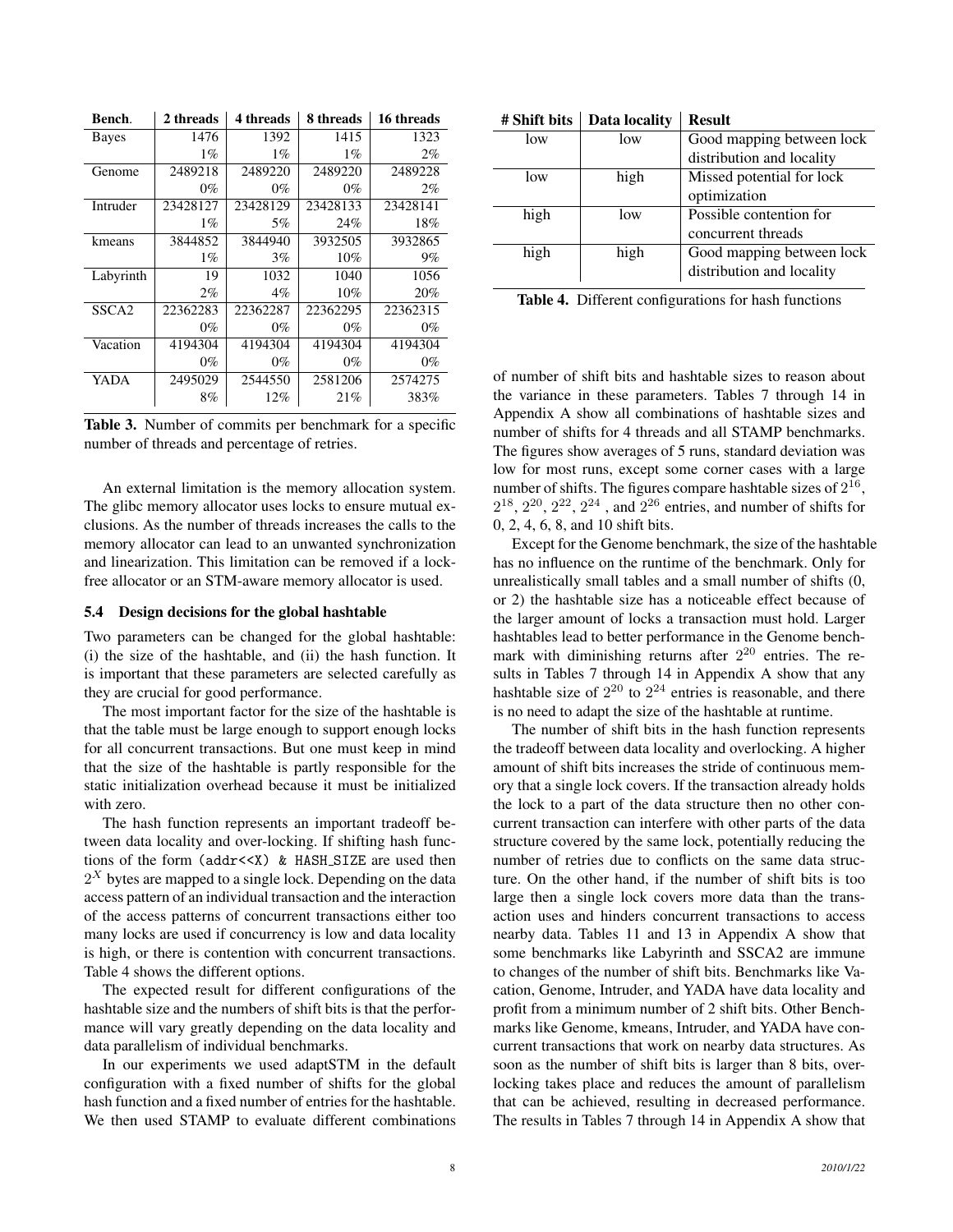| Bench. | 2 threads | 4 threads | 8 threads | 16 threads |
|---|---|---|---|---|
| Bayes | 1476 | 1392 | 1415 | 1323 |
| | 1% | 1% | 1% | 2% |
| Genome | 2489218 | 2489220 | 2489220 | 2489228 |
| | 0% | 0% | 0% | 2% |
| Intruder | 23428127 | 23428129 | 23428133 | 23428141 |
| | 1% | 5% | 24% | 18% |
| kmeans | 3844852 | 3844940 | 3932505 | 3932865 |
| | 1% | 3% | 10% | 9% |
| Labyrinth | 19 | 1032 | 1040 | 1056 |
| | 2% | 4% | 10% | 20% |
| SSCA2 | 22362283 | 22362287 | 22362295 | 22362315 |
| | 0% | 0% | 0% | 0% |
| Vacation | 4194304 | 4194304 | 4194304 | 4194304 |
| | 0% | 0% | 0% | 0% |
| YADA | 2495029 | 2544550 | 2581206 | 2574275 |
| | 8% | 12% | 21% | 383% |

**Table 3.** Number of commits per benchmark for a specific number of threads and percentage of retries.

An external limitation is the memory allocation system. The glibc memory allocator uses locks to ensure mutual exclusions. As the number of threads increases the calls to the memory allocator can lead to an unwanted synchronization and linearization. This limitation can be removed if a lock-free allocator or an STM-aware memory allocator is used.

### 5.4 Design decisions for the global hashtable

Two parameters can be changed for the global hashtable: (i) the size of the hashtable, and (ii) the hash function. It is important that these parameters are selected carefully as they are crucial for good performance.

The most important factor for the size of the hashtable is that the table must be large enough to support enough locks for all concurrent transactions. But one must keep in mind that the size of the hashtable is partly responsible for the static initialization overhead because it must be initialized with zero.

The hash function represents an important tradeoff between data locality and over-locking. If shifting hash functions of the form `(addr<<X) & HASH_SIZE` are used then $2^X$ bytes are mapped to a single lock. Depending on the data access pattern of an individual transaction and the interaction of the access patterns of concurrent transactions either too many locks are used if concurrency is low and data locality is high, or there is contention with concurrent transactions. Table 4 shows the different options.

The expected result for different configurations of the hashtable size and the numbers of shift bits is that the performance will vary greatly depending on the data locality and data parallelism of individual benchmarks.

In our experiments we used adaptSTM in the default configuration with a fixed number of shifts for the global hash function and a fixed number of entries for the hashtable. We then used STAMP to evaluate different combinations

| # Shift bits | Data locality | Result |
|---|---|---|
| low | low | Good mapping between lock distribution and locality |
| low | high | Missed potential for lock optimization |
| high | low | Possible contention for concurrent threads |
| high | high | Good mapping between lock distribution and locality |

**Table 4.** Different configurations for hash functions

of number of shift bits and hashtable sizes to reason about the variance in these parameters. Tables 7 through 14 in Appendix A show all combinations of hashtable sizes and number of shifts for 4 threads and all STAMP benchmarks. The figures show averages of 5 runs, standard deviation was low for most runs, except some corner cases with a large number of shifts. The figures compare hashtable sizes of $2^{16}$, $2^{18}$, $2^{20}$, $2^{22}$, $2^{24}$, and $2^{26}$ entries, and number of shifts for 0, 2, 4, 6, 8, and 10 shift bits.

Except for the Genome benchmark, the size of the hashtable has no influence on the runtime of the benchmark. Only for unrealistically small tables and a small number of shifts (0, or 2) the hashtable size has a noticeable effect because of the larger amount of locks a transaction must hold. Larger hashtables lead to better performance in the Genome benchmark with diminishing returns after $2^{20}$ entries. The results in Tables 7 through 14 in Appendix A show that any hashtable size of $2^{20}$ to $2^{24}$ entries is reasonable, and there is no need to adapt the size of the hashtable at runtime.

The number of shift bits in the hash function represents the tradeoff between data locality and overlocking. A higher amount of shift bits increases the stride of continuous memory that a single lock covers. If the transaction already holds the lock to a part of the data structure then no other concurrent transaction can interfere with other parts of the data structure covered by the same lock, potentially reducing the number of retries due to conflicts on the same data structure. On the other hand, if the number of shift bits is too large then a single lock covers more data than the transaction uses and hinders concurrent transactions to access nearby data. Tables 11 and 13 in Appendix A show that some benchmarks like Labyrinth and SSCA2 are immune to changes of the number of shift bits. Benchmarks like Vacation, Genome, Intruder, and YADA have data locality and profit from a minimum number of 2 shift bits. Other Benchmarks like Genome, kmeans, Intruder, and YADA have concurrent transactions that work on nearby data structures. As soon as the number of shift bits is larger than 8 bits, overlocking takes place and reduces the amount of parallelism that can be achieved, resulting in decreased performance. The results in Tables 7 through 14 in Appendix A show that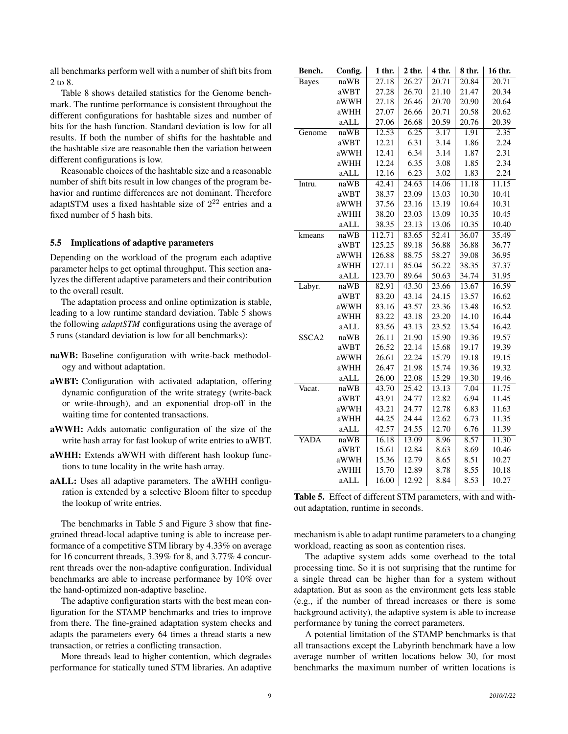all benchmarks perform well with a number of shift bits from 2 to 8.

Table 8 shows detailed statistics for the Genome benchmark. The runtime performance is consistent throughout the different configurations for hashtable sizes and number of bits for the hash function. Standard deviation is low for all results. If both the number of shifts for the hashtable and the hashtable size are reasonable then the variation between different configurations is low.

Reasonable choices of the hashtable size and a reasonable number of shift bits result in low changes of the program behavior and runtime differences are not dominant. Therefore adaptSTM uses a fixed hashtable size of $2^{22}$ entries and a fixed number of 5 hash bits.

### 5.5 Implications of adaptive parameters

Depending on the workload of the program each adaptive parameter helps to get optimal throughput. This section analyzes the different adaptive parameters and their contribution to the overall result.

The adaptation process and online optimization is stable, leading to a low runtime standard deviation. Table 5 shows the following *adaptSTM* configurations using the average of 5 runs (standard deviation is low for all benchmarks):

- **naWB:** Baseline configuration with write-back methodology and without adaptation.
- **aWBT:** Configuration with activated adaptation, offering dynamic configuration of the write strategy (write-back or write-through), and an exponential drop-off in the waiting time for contented transactions.
- **aWWH:** Adds automatic configuration of the size of the write hash array for fast lookup of write entries to aWBT.
- **aWHH:** Extends aWWH with different hash lookup functions to tune locality in the write hash array.
- **aALL:** Uses all adaptive parameters. The aWHH configuration is extended by a selective Bloom filter to speedup the lookup of write entries.

The benchmarks in Table 5 and Figure 3 show that fine-grained thread-local adaptive tuning is able to increase performance of a competitive STM library by 4.33% on average for 16 concurrent threads, 3.39% for 8, and 3.77% 4 concurrent threads over the non-adaptive configuration. Individual benchmarks are able to increase performance by 10% over the hand-optimized non-adaptive baseline.

The adaptive configuration starts with the best mean configuration for the STAMP benchmarks and tries to improve from there. The fine-grained adaptation system checks and adapts the parameters every 64 times a thread starts a new transaction, or retries a conflicting transaction.

More threads lead to higher contention, which degrades performance for statically tuned STM libraries. An adaptive mechanism is able to adapt runtime parameters to a changing workload, reacting as soon as contention rises.

| Bench. | Config. | 1 thr. | 2 thr. | 4 thr. | 8 thr. | 16 thr. |
|---|---|---|---|---|---|---|
| Bayes | naWB | 27.18 | 26.27 | 20.71 | 20.84 | 20.71 |
| | aWBT | 27.28 | 26.70 | 21.10 | 21.47 | 20.34 |
| | aWWH | 27.18 | 26.46 | 20.70 | 20.90 | 20.64 |
| | aWHH | 27.07 | 26.66 | 20.71 | 20.58 | 20.62 |
| | aALL | 27.06 | 26.68 | 20.59 | 20.76 | 20.39 |
| Genome | naWB | 12.53 | 6.25 | 3.17 | 1.91 | 2.35 |
| | aWBT | 12.21 | 6.31 | 3.14 | 1.86 | 2.24 |
| | aWWH | 12.41 | 6.34 | 3.14 | 1.87 | 2.31 |
| | aWHH | 12.24 | 6.35 | 3.08 | 1.85 | 2.34 |
| | aALL | 12.16 | 6.23 | 3.02 | 1.83 | 2.24 |
| Intru. | naWB | 42.41 | 24.63 | 14.06 | 11.18 | 11.15 |
| | aWBT | 38.37 | 23.09 | 13.03 | 10.30 | 10.41 |
| | aWWH | 37.56 | 23.16 | 13.19 | 10.64 | 10.31 |
| | aWHH | 38.20 | 23.03 | 13.09 | 10.35 | 10.45 |
| | aALL | 38.35 | 23.13 | 13.06 | 10.35 | 10.40 |
| kmeans | naWB | 112.71 | 83.65 | 52.41 | 36.07 | 35.49 |
| | aWBT | 125.25 | 89.18 | 56.88 | 36.88 | 36.77 |
| | aWWH | 126.88 | 88.75 | 58.27 | 39.08 | 36.95 |
| | aWHH | 127.11 | 85.04 | 56.22 | 38.35 | 37.37 |
| | aALL | 123.70 | 89.64 | 50.63 | 34.74 | 31.95 |
| Labyr. | naWB | 82.91 | 43.30 | 23.66 | 13.67 | 16.59 |
| | aWBT | 83.20 | 43.14 | 24.15 | 13.57 | 16.62 |
| | aWWH | 83.16 | 43.57 | 23.36 | 13.48 | 16.52 |
| | aWHH | 83.22 | 43.18 | 23.20 | 14.10 | 16.44 |
| | aALL | 83.56 | 43.13 | 23.52 | 13.54 | 16.42 |
| SSCA2 | naWB | 26.11 | 21.90 | 15.90 | 19.36 | 19.57 |
| | aWBT | 26.52 | 22.14 | 15.68 | 19.17 | 19.39 |
| | aWWH | 26.61 | 22.24 | 15.79 | 19.18 | 19.15 |
| | aWHH | 26.47 | 21.98 | 15.74 | 19.36 | 19.32 |
| | aALL | 26.00 | 22.08 | 15.29 | 19.30 | 19.46 |
| Vacat. | naWB | 43.70 | 25.42 | 13.13 | 7.04 | 11.75 |
| | aWBT | 43.91 | 24.77 | 12.82 | 6.94 | 11.45 |
| | aWWH | 43.21 | 24.77 | 12.78 | 6.83 | 11.63 |
| | aWHH | 44.25 | 24.44 | 12.62 | 6.73 | 11.35 |
| | aALL | 42.57 | 24.55 | 12.70 | 6.76 | 11.39 |
| YADA | naWB | 16.18 | 13.09 | 8.96 | 8.57 | 11.30 |
| | aWBT | 15.61 | 12.84 | 8.63 | 8.69 | 10.46 |
| | aWWH | 15.36 | 12.79 | 8.65 | 8.51 | 10.27 |
| | aWHH | 15.70 | 12.89 | 8.78 | 8.55 | 10.18 |
| | aALL | 16.00 | 12.92 | 8.84 | 8.53 | 10.27 |

**Table 5.** Effect of different STM parameters, with and without adaptation, runtime in seconds.

The adaptive system adds some overhead to the total processing time. So it is not surprising that the runtime for a single thread can be higher than for a system without adaptation. But as soon as the environment gets less stable (e.g., if the number of thread increases or there is some background activity), the adaptive system is able to increase performance by tuning the correct parameters.

A potential limitation of the STAMP benchmarks is that all transactions except the Labyrinth benchmark have a low average number of written locations below 30, for most benchmarks the maximum number of written locations is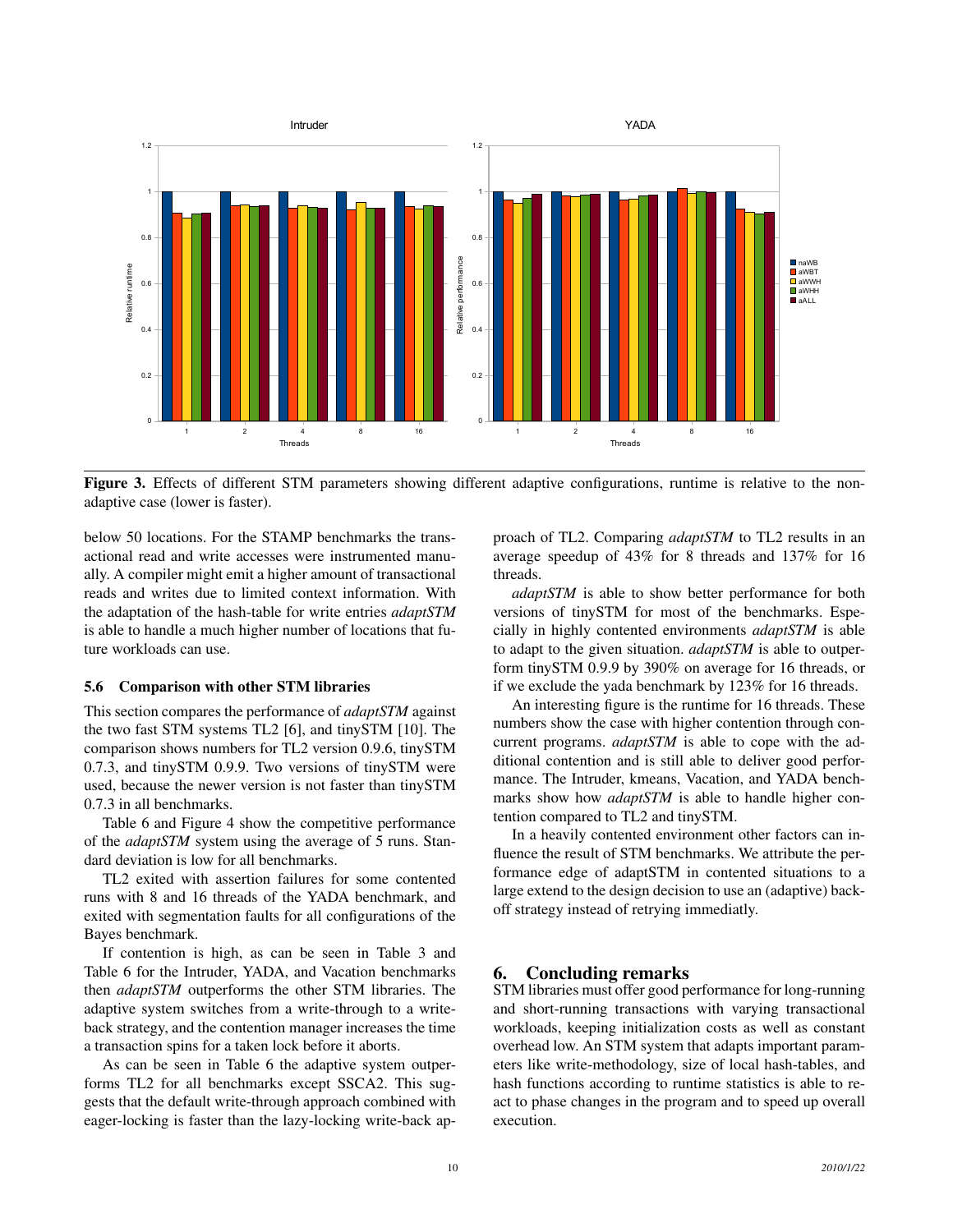**Figure 3.** Effects of different STM parameters showing different adaptive configurations, runtime is relative to the non-adaptive case (lower is faster).

below 50 locations. For the STAMP benchmarks the transactional read and write accesses were instrumented manually. A compiler might emit a higher amount of transactional reads and writes due to limited context information. With the adaptation of the hash-table for write entries *adaptSTM* is able to handle a much higher number of locations that future workloads can use.

### 5.6 Comparison with other STM libraries

This section compares the performance of *adaptSTM* against the two fast STM systems TL2 [6], and tinySTM [10]. The comparison shows numbers for TL2 version 0.9.6, tinySTM 0.7.3, and tinySTM 0.9.9. Two versions of tinySTM were used, because the newer version is not faster than tinySTM 0.7.3 in all benchmarks.

Table 6 and Figure 4 show the competitive performance of the *adaptSTM* system using the average of 5 runs. Standard deviation is low for all benchmarks.

TL2 exited with assertion failures for some contented runs with 8 and 16 threads of the YADA benchmark, and exited with segmentation faults for all configurations of the Bayes benchmark.

If contention is high, as can be seen in Table 3 and Table 6 for the Intruder, YADA, and Vacation benchmarks then *adaptSTM* outperforms the other STM libraries. The adaptive system switches from a write-through to a write-back strategy, and the contention manager increases the time a transaction spins for a taken lock before it aborts.

As can be seen in Table 6 the adaptive system outperforms TL2 for all benchmarks except SSCA2. This suggests that the default write-through approach combined with eager-locking is faster than the lazy-locking write-back approach of TL2. Comparing *adaptSTM* to TL2 results in an average speedup of 43% for 8 threads and 137% for 16 threads.

*adaptSTM* is able to show better performance for both versions of tinySTM for most of the benchmarks. Especially in highly contented environments *adaptSTM* is able to adapt to the given situation. *adaptSTM* is able to outperform tinySTM 0.9.9 by 390% on average for 16 threads, or if we exclude the yada benchmark by 123% for 16 threads.

An interesting figure is the runtime for 16 threads. These numbers show the case with higher contention through concurrent programs. *adaptSTM* is able to cope with the additional contention and is still able to deliver good performance. The Intruder, kmeans, Vacation, and YADA benchmarks show how *adaptSTM* is able to handle higher contention compared to TL2 and tinySTM.

In a heavily contented environment other factors can influence the result of STM benchmarks. We attribute the performance edge of adaptSTM in contented situations to a large extend to the design decision to use an (adaptive) back-off strategy instead of retrying immediatly.

## 6. Concluding remarks

STM libraries must offer good performance for long-running and short-running transactions with varying transactional workloads, keeping initialization costs as well as constant overhead low. An STM system that adapts important parameters like write-methodology, size of local hash-tables, and hash functions according to runtime statistics is able to react to phase changes in the program and to speed up overall execution.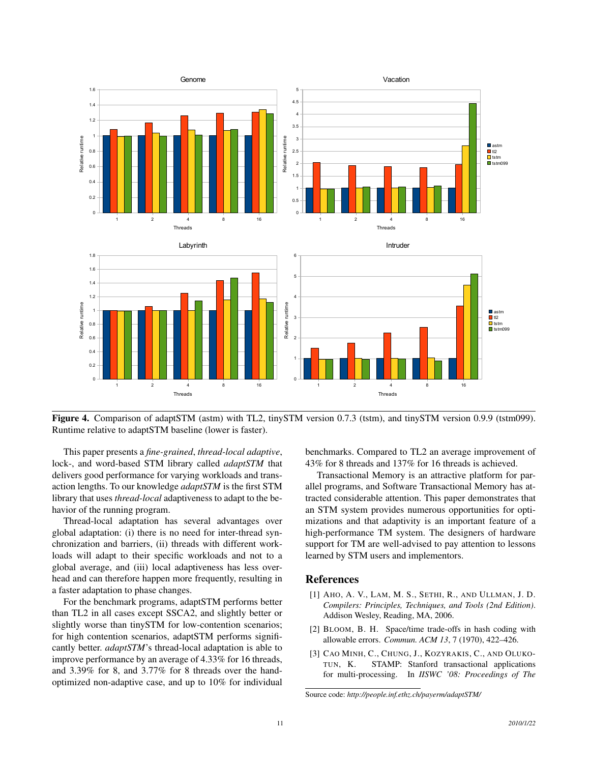**Figure 4.** Comparison of adaptSTM (astm) with TL2, tinySTM version 0.7.3 (tstm), and tinySTM version 0.9.9 (tstm099). Runtime relative to adaptSTM baseline (lower is faster).

This paper presents a *fine-grained*, *thread-local adaptive*, lock-, and word-based STM library called *adaptSTM* that delivers good performance for varying workloads and transaction lengths. To our knowledge *adaptSTM* is the first STM library that uses *thread-local* adaptiveness to adapt to the behavior of the running program.

Thread-local adaptation has several advantages over global adaptation: (i) there is no need for inter-thread synchronization and barriers, (ii) threads with different workloads will adapt to their specific workloads and not to a global average, and (iii) local adaptiveness has less overhead and can therefore happen more frequently, resulting in a faster adaptation to phase changes.

For the benchmark programs, adaptSTM performs better than TL2 in all cases except SSCA2, and slightly better or slightly worse than tinySTM for low-contention scenarios; for high contention scenarios, adaptSTM performs significantly better. *adaptSTM*'s thread-local adaptation is able to improve performance by an average of 4.33% for 16 threads, and 3.39% for 8, and 3.77% for 8 threads over the hand-optimized non-adaptive case, and up to 10% for individual benchmarks. Compared to TL2 an average improvement of 43% for 8 threads and 137% for 16 threads is achieved.

Transactional Memory is an attractive platform for parallel programs, and Software Transactional Memory has attracted considerable attention. This paper demonstrates that an STM system provides numerous opportunities for optimizations and that adaptivity is an important feature of a high-performance TM system. The designers of hardware support for TM are well-advised to pay attention to lessons learned by STM users and implementors.

## References

[1] Aho, A. V., Lam, M. S., Sethi, R., and Ullman, J. D. *Compilers: Principles, Techniques, and Tools (2nd Edition)*. Addison Wesley, Reading, MA, 2006.

[2] Bloom, B. H. Space/time trade-offs in hash coding with allowable errors. *Commun. ACM 13*, 7 (1970), 422–426.

[3] Cao Minh, C., Chung, J., Kozyrakis, C., and Olukotun, K. STAMP: Stanford transactional applications for multi-processing. In *IISWC '08: Proceedings of The*

Source code: *http://people.inf.ethz.ch/payerm/adaptSTM/*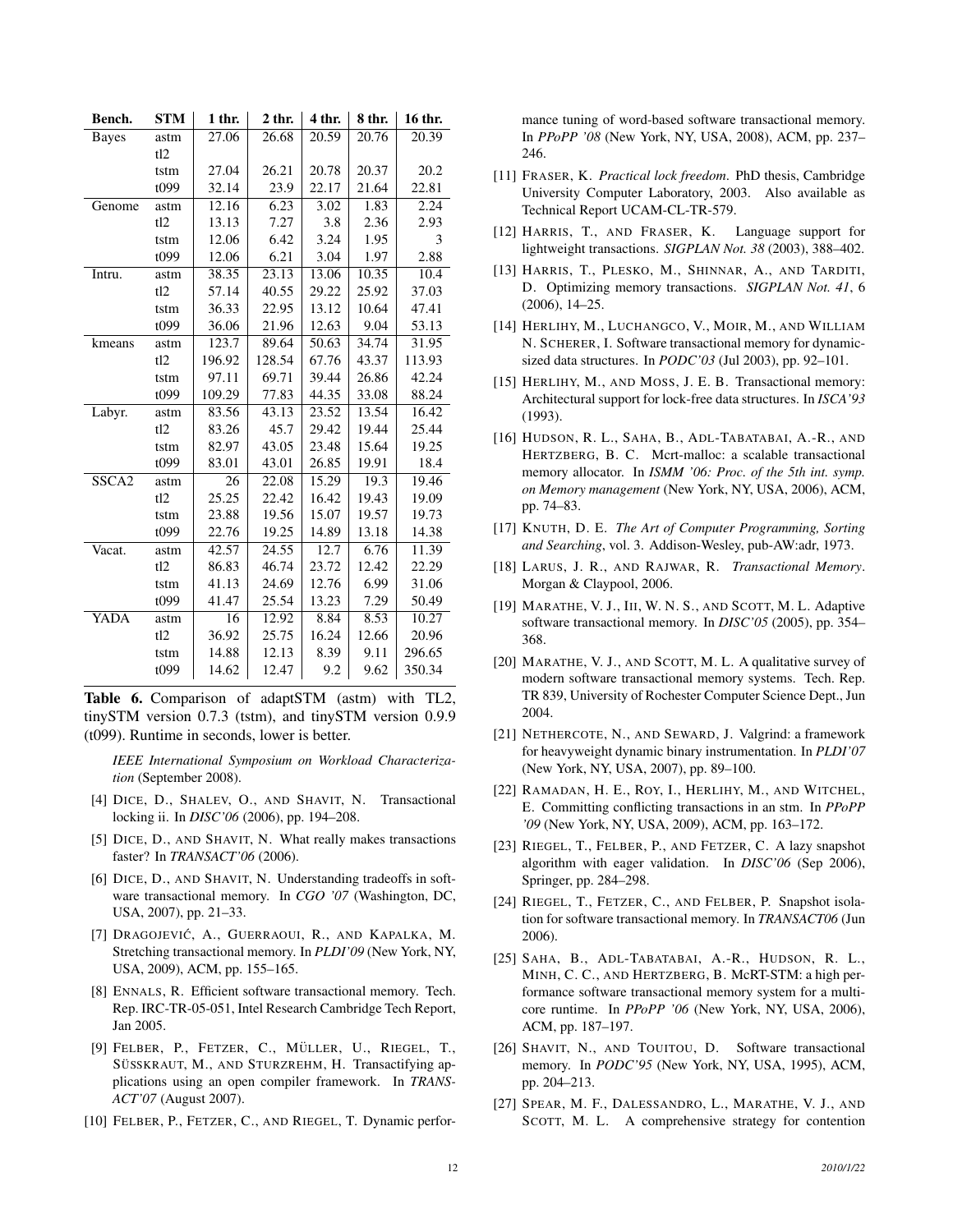| Bench. | STM | 1 thr. | 2 thr. | 4 thr. | 8 thr. | 16 thr. |
|---|---|---|---|---|---|---|
| Bayes | astm | 27.06 | 26.68 | 20.59 | 20.76 | 20.39 |
| | tl2 | | | | | |
| | tstm | 27.04 | 26.21 | 20.78 | 20.37 | 20.2 |
| | t099 | 32.14 | 23.9 | 22.17 | 21.64 | 22.81 |
| Genome | astm | 12.16 | 6.23 | 3.02 | 1.83 | 2.24 |
| | tl2 | 13.13 | 7.27 | 3.8 | 2.36 | 2.93 |
| | tstm | 12.06 | 6.42 | 3.24 | 1.95 | 3 |
| | t099 | 12.06 | 6.21 | 3.04 | 1.97 | 2.88 |
| Intru. | astm | 38.35 | 23.13 | 13.06 | 10.35 | 10.4 |
| | tl2 | 57.14 | 40.55 | 29.22 | 25.92 | 37.03 |
| | tstm | 36.33 | 22.95 | 13.12 | 10.64 | 47.41 |
| | t099 | 36.06 | 21.96 | 12.63 | 9.04 | 53.13 |
| kmeans | astm | 123.7 | 89.64 | 50.63 | 34.74 | 31.95 |
| | tl2 | 196.92 | 128.54 | 67.76 | 43.37 | 113.93 |
| | tstm | 97.11 | 69.71 | 39.44 | 26.86 | 42.24 |
| | t099 | 109.29 | 77.83 | 44.35 | 33.08 | 88.24 |
| Labyr. | astm | 83.56 | 43.13 | 23.52 | 13.54 | 16.42 |
| | tl2 | 83.26 | 45.7 | 29.42 | 19.44 | 25.44 |
| | tstm | 82.97 | 43.05 | 23.48 | 15.64 | 19.25 |
| | t099 | 83.01 | 43.01 | 26.85 | 19.91 | 18.4 |
| SSCA2 | astm | 26 | 22.08 | 15.29 | 19.3 | 19.46 |
| | tl2 | 25.25 | 22.42 | 16.42 | 19.43 | 19.09 |
| | tstm | 23.88 | 19.56 | 15.07 | 19.57 | 19.73 |
| | t099 | 22.76 | 19.25 | 14.89 | 13.18 | 14.38 |
| Vacat. | astm | 42.57 | 24.55 | 12.7 | 6.76 | 11.39 |
| | tl2 | 86.83 | 46.74 | 23.72 | 12.42 | 22.29 |
| | tstm | 41.13 | 24.69 | 12.76 | 6.99 | 31.06 |
| | t099 | 41.47 | 25.54 | 13.23 | 7.29 | 50.49 |
| YADA | astm | 16 | 12.92 | 8.84 | 8.53 | 10.27 |
| | tl2 | 36.92 | 25.75 | 16.24 | 12.66 | 20.96 |
| | tstm | 14.88 | 12.13 | 8.39 | 9.11 | 296.65 |
| | t099 | 14.62 | 12.47 | 9.2 | 9.62 | 350.34 |

**Table 6.** Comparison of adaptSTM (astm) with TL2, tinySTM version 0.7.3 (tstm), and tinySTM version 0.9.9 (t099). Runtime in seconds, lower is better.

*IEEE International Symposium on Workload Characterization* (September 2008).

[4] DICE, D., SHALEV, O., AND SHAVIT, N. Transactional locking ii. In *DISC'06* (2006), pp. 194–208.

[5] DICE, D., AND SHAVIT, N. What really makes transactions faster? In *TRANSACT'06* (2006).

[6] DICE, D., AND SHAVIT, N. Understanding tradeoffs in software transactional memory. In *CGO '07* (Washington, DC, USA, 2007), pp. 21–33.

[7] DRAGOJEVIĆ, A., GUERRAOUI, R., AND KAPALKA, M. Stretching transactional memory. In *PLDI'09* (New York, NY, USA, 2009), ACM, pp. 155–165.

[8] ENNALS, R. Efficient software transactional memory. Tech. Rep. IRC-TR-05-051, Intel Research Cambridge Tech Report, Jan 2005.

[9] FELBER, P., FETZER, C., MÜLLER, U., RIEGEL, T., SÜSSKRAUT, M., AND STURZREHM, H. Transactifying applications using an open compiler framework. In *TRANSACT'07* (August 2007).

[10] FELBER, P., FETZER, C., AND RIEGEL, T. Dynamic performance tuning of word-based software transactional memory. In *PPoPP '08* (New York, NY, USA, 2008), ACM, pp. 237–246.

[11] FRASER, K. *Practical lock freedom*. PhD thesis, Cambridge University Computer Laboratory, 2003. Also available as Technical Report UCAM-CL-TR-579.

[12] HARRIS, T., AND FRASER, K. Language support for lightweight transactions. *SIGPLAN Not. 38* (2003), 388–402.

[13] HARRIS, T., PLESKO, M., SHINNAR, A., AND TARDITI, D. Optimizing memory transactions. *SIGPLAN Not. 41*, 6 (2006), 14–25.

[14] HERLIHY, M., LUCHANGCO, V., MOIR, M., AND WILLIAM N. SCHERER, I. Software transactional memory for dynamic-sized data structures. In *PODC'03* (Jul 2003), pp. 92–101.

[15] HERLIHY, M., AND MOSS, J. E. B. Transactional memory: Architectural support for lock-free data structures. In *ISCA'93* (1993).

[16] HUDSON, R. L., SAHA, B., ADL-TABATABAI, A.-R., AND HERTZBERG, B. C. Mcrt-malloc: a scalable transactional memory allocator. In *ISMM '06: Proc. of the 5th int. symp. on Memory management* (New York, NY, USA, 2006), ACM, pp. 74–83.

[17] KNUTH, D. E. *The Art of Computer Programming, Sorting and Searching*, vol. 3. Addison-Wesley, pub-AW:adr, 1973.

[18] LARUS, J. R., AND RAJWAR, R. *Transactional Memory*. Morgan & Claypool, 2006.

[19] MARATHE, V. J., III, W. N. S., AND SCOTT, M. L. Adaptive software transactional memory. In *DISC'05* (2005), pp. 354–368.

[20] MARATHE, V. J., AND SCOTT, M. L. A qualitative survey of modern software transactional memory systems. Tech. Rep. TR 839, University of Rochester Computer Science Dept., Jun 2004.

[21] NETHERCOTE, N., AND SEWARD, J. Valgrind: a framework for heavyweight dynamic binary instrumentation. In *PLDI'07* (New York, NY, USA, 2007), pp. 89–100.

[22] RAMADAN, H. E., ROY, I., HERLIHY, M., AND WITCHEL, E. Committing conflicting transactions in an stm. In *PPoPP '09* (New York, NY, USA, 2009), ACM, pp. 163–172.

[23] RIEGEL, T., FELBER, P., AND FETZER, C. A lazy snapshot algorithm with eager validation. In *DISC'06* (Sep 2006), Springer, pp. 284–298.

[24] RIEGEL, T., FETZER, C., AND FELBER, P. Snapshot isolation for software transactional memory. In *TRANSACT06* (Jun 2006).

[25] SAHA, B., ADL-TABATABAI, A.-R., HUDSON, R. L., MINH, C. C., AND HERTZBERG, B. McRT-STM: a high performance software transactional memory system for a multi-core runtime. In *PPoPP '06* (New York, NY, USA, 2006), ACM, pp. 187–197.

[26] SHAVIT, N., AND TOUITOU, D. Software transactional memory. In *PODC'95* (New York, NY, USA, 1995), ACM, pp. 204–213.

[27] SPEAR, M. F., DALESSANDRO, L., MARATHE, V. J., AND SCOTT, M. L. A comprehensive strategy for contention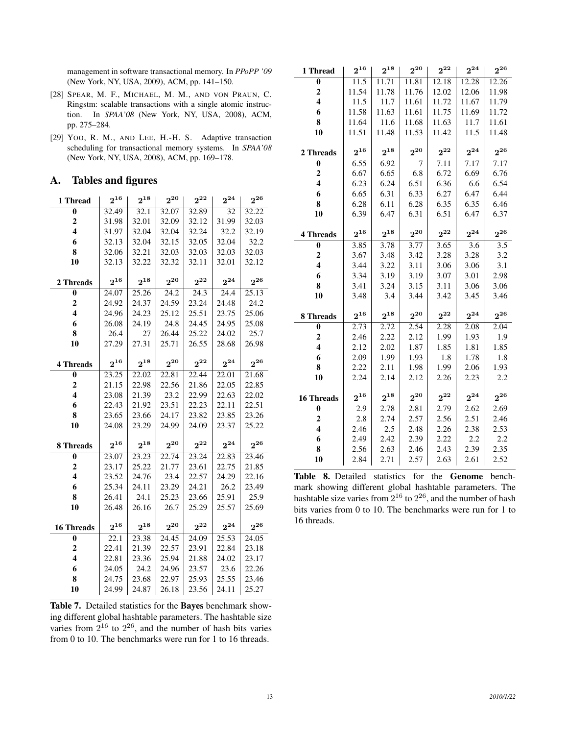management in software transactional memory. In *PPoPP '09* (New York, NY, USA, 2009), ACM, pp. 141–150.

[28] SPEAR, M. F., MICHAEL, M. M., AND VON PRAUN, C. Ringstm: scalable transactions with a single atomic instruction. In *SPAA'08* (New York, NY, USA, 2008), ACM, pp. 275–284.

[29] YOO, R. M., AND LEE, H.-H. S. Adaptive transaction scheduling for transactional memory systems. In *SPAA'08* (New York, NY, USA, 2008), ACM, pp. 169–178.

## A. Tables and figures

| **1 Thread** | $2^{16}$ | $2^{18}$ | $2^{20}$ | $2^{22}$ | $2^{24}$ | $2^{26}$ |
|---|---|---|---|---|---|---|
| **0** | 32.49 | 32.1 | 32.07 | 32.89 | 32 | 32.22 |
| **2** | 31.98 | 32.01 | 32.09 | 32.12 | 31.99 | 32.03 |
| **4** | 31.97 | 32.04 | 32.04 | 32.24 | 32.2 | 32.19 |
| **6** | 32.13 | 32.04 | 32.15 | 32.05 | 32.04 | 32.2 |
| **8** | 32.06 | 32.21 | 32.03 | 32.03 | 32.03 | 32.03 |
| **10** | 32.13 | 32.22 | 32.32 | 32.11 | 32.01 | 32.12 |
| **2 Threads** | $2^{16}$ | $2^{18}$ | $2^{20}$ | $2^{22}$ | $2^{24}$ | $2^{26}$ |
| **0** | 24.07 | 25.26 | 24.2 | 24.3 | 24.4 | 25.13 |
| **2** | 24.92 | 24.37 | 24.59 | 23.24 | 24.48 | 24.2 |
| **4** | 24.96 | 24.23 | 25.12 | 25.51 | 23.75 | 25.06 |
| **6** | 26.08 | 24.19 | 24.8 | 24.45 | 24.95 | 25.08 |
| **8** | 26.4 | 27 | 26.44 | 25.22 | 24.02 | 25.7 |
| **10** | 27.29 | 27.31 | 25.71 | 26.55 | 28.68 | 26.98 |
| **4 Threads** | $2^{16}$ | $2^{18}$ | $2^{20}$ | $2^{22}$ | $2^{24}$ | $2^{26}$ |
| **0** | 23.25 | 22.02 | 22.81 | 22.44 | 22.01 | 21.68 |
| **2** | 21.15 | 22.98 | 22.56 | 21.86 | 22.05 | 22.85 |
| **4** | 23.08 | 21.39 | 23.2 | 22.99 | 22.63 | 22.02 |
| **6** | 22.43 | 21.92 | 23.51 | 22.23 | 22.11 | 22.51 |
| **8** | 23.65 | 23.66 | 24.17 | 23.82 | 23.85 | 23.26 |
| **10** | 24.08 | 23.29 | 24.99 | 24.09 | 23.37 | 25.22 |
| **8 Threads** | $2^{16}$ | $2^{18}$ | $2^{20}$ | $2^{22}$ | $2^{24}$ | $2^{26}$ |
| **0** | 23.07 | 23.23 | 22.74 | 23.24 | 22.83 | 23.46 |
| **2** | 23.17 | 25.22 | 21.77 | 23.61 | 22.75 | 21.85 |
| **4** | 23.52 | 24.76 | 23.4 | 22.57 | 24.29 | 22.16 |
| **6** | 25.34 | 24.11 | 23.29 | 24.21 | 26.2 | 23.49 |
| **8** | 26.41 | 24.1 | 25.23 | 23.66 | 25.91 | 25.9 |
| **10** | 26.48 | 26.16 | 26.7 | 25.29 | 25.57 | 25.69 |
| **16 Threads** | $2^{16}$ | $2^{18}$ | $2^{20}$ | $2^{22}$ | $2^{24}$ | $2^{26}$ |
| **0** | 22.1 | 23.38 | 24.45 | 24.09 | 25.53 | 24.05 |
| **2** | 22.41 | 21.39 | 22.57 | 23.91 | 22.84 | 23.18 |
| **4** | 22.81 | 23.36 | 25.94 | 21.88 | 24.02 | 23.17 |
| **6** | 24.05 | 24.2 | 24.96 | 23.57 | 23.6 | 22.26 |
| **8** | 24.75 | 23.68 | 22.97 | 25.93 | 25.55 | 23.46 |
| **10** | 24.99 | 24.87 | 26.18 | 23.56 | 24.11 | 25.27 |

**Table 7.** Detailed statistics for the **Bayes** benchmark showing different global hashtable parameters. The hashtable size varies from $2^{16}$ to $2^{26}$, and the number of hash bits varies from 0 to 10. The benchmarks were run for 1 to 16 threads.

| **1 Thread** | $2^{16}$ | $2^{18}$ | $2^{20}$ | $2^{22}$ | $2^{24}$ | $2^{26}$ |
|---|---|---|---|---|---|---|
| **0** | 11.5 | 11.71 | 11.81 | 12.18 | 12.28 | 12.26 |
| **2** | 11.54 | 11.78 | 11.76 | 12.02 | 12.06 | 11.98 |
| **4** | 11.5 | 11.7 | 11.61 | 11.72 | 11.67 | 11.79 |
| **6** | 11.58 | 11.63 | 11.61 | 11.75 | 11.69 | 11.72 |
| **8** | 11.64 | 11.6 | 11.68 | 11.63 | 11.7 | 11.61 |
| **10** | 11.51 | 11.48 | 11.53 | 11.42 | 11.5 | 11.48 |
| **2 Threads** | $2^{16}$ | $2^{18}$ | $2^{20}$ | $2^{22}$ | $2^{24}$ | $2^{26}$ |
| **0** | 6.55 | 6.92 | 7 | 7.11 | 7.17 | 7.17 |
| **2** | 6.67 | 6.65 | 6.8 | 6.72 | 6.69 | 6.76 |
| **4** | 6.23 | 6.24 | 6.51 | 6.36 | 6.6 | 6.54 |
| **6** | 6.65 | 6.31 | 6.33 | 6.27 | 6.47 | 6.44 |
| **8** | 6.28 | 6.11 | 6.28 | 6.35 | 6.35 | 6.46 |
| **10** | 6.39 | 6.47 | 6.31 | 6.51 | 6.47 | 6.37 |
| **4 Threads** | $2^{16}$ | $2^{18}$ | $2^{20}$ | $2^{22}$ | $2^{24}$ | $2^{26}$ |
| **0** | 3.85 | 3.78 | 3.77 | 3.65 | 3.6 | 3.5 |
| **2** | 3.67 | 3.48 | 3.42 | 3.28 | 3.28 | 3.2 |
| **4** | 3.44 | 3.22 | 3.11 | 3.06 | 3.06 | 3.1 |
| **6** | 3.34 | 3.19 | 3.19 | 3.07 | 3.01 | 2.98 |
| **8** | 3.41 | 3.24 | 3.15 | 3.11 | 3.06 | 3.06 |
| **10** | 3.48 | 3.4 | 3.44 | 3.42 | 3.45 | 3.46 |
| **8 Threads** | $2^{16}$ | $2^{18}$ | $2^{20}$ | $2^{22}$ | $2^{24}$ | $2^{26}$ |
| **0** | 2.73 | 2.72 | 2.54 | 2.28 | 2.08 | 2.04 |
| **2** | 2.46 | 2.22 | 2.12 | 1.99 | 1.93 | 1.9 |
| **4** | 2.12 | 2.02 | 1.87 | 1.85 | 1.81 | 1.85 |
| **6** | 2.09 | 1.99 | 1.93 | 1.8 | 1.78 | 1.8 |
| **8** | 2.22 | 2.11 | 1.98 | 1.99 | 2.06 | 1.93 |
| **10** | 2.24 | 2.14 | 2.12 | 2.26 | 2.23 | 2.2 |
| **16 Threads** | $2^{16}$ | $2^{18}$ | $2^{20}$ | $2^{22}$ | $2^{24}$ | $2^{26}$ |
| **0** | 2.9 | 2.78 | 2.81 | 2.79 | 2.62 | 2.69 |
| **2** | 2.8 | 2.74 | 2.57 | 2.56 | 2.51 | 2.46 |
| **4** | 2.46 | 2.5 | 2.48 | 2.26 | 2.38 | 2.53 |
| **6** | 2.49 | 2.42 | 2.39 | 2.22 | 2.2 | 2.2 |
| **8** | 2.56 | 2.63 | 2.46 | 2.43 | 2.39 | 2.35 |
| **10** | 2.84 | 2.71 | 2.57 | 2.63 | 2.61 | 2.52 |

**Table 8.** Detailed statistics for the **Genome** benchmark showing different global hashtable parameters. The hashtable size varies from $2^{16}$ to $2^{26}$, and the number of hash bits varies from 0 to 10. The benchmarks were run for 1 to 16 threads.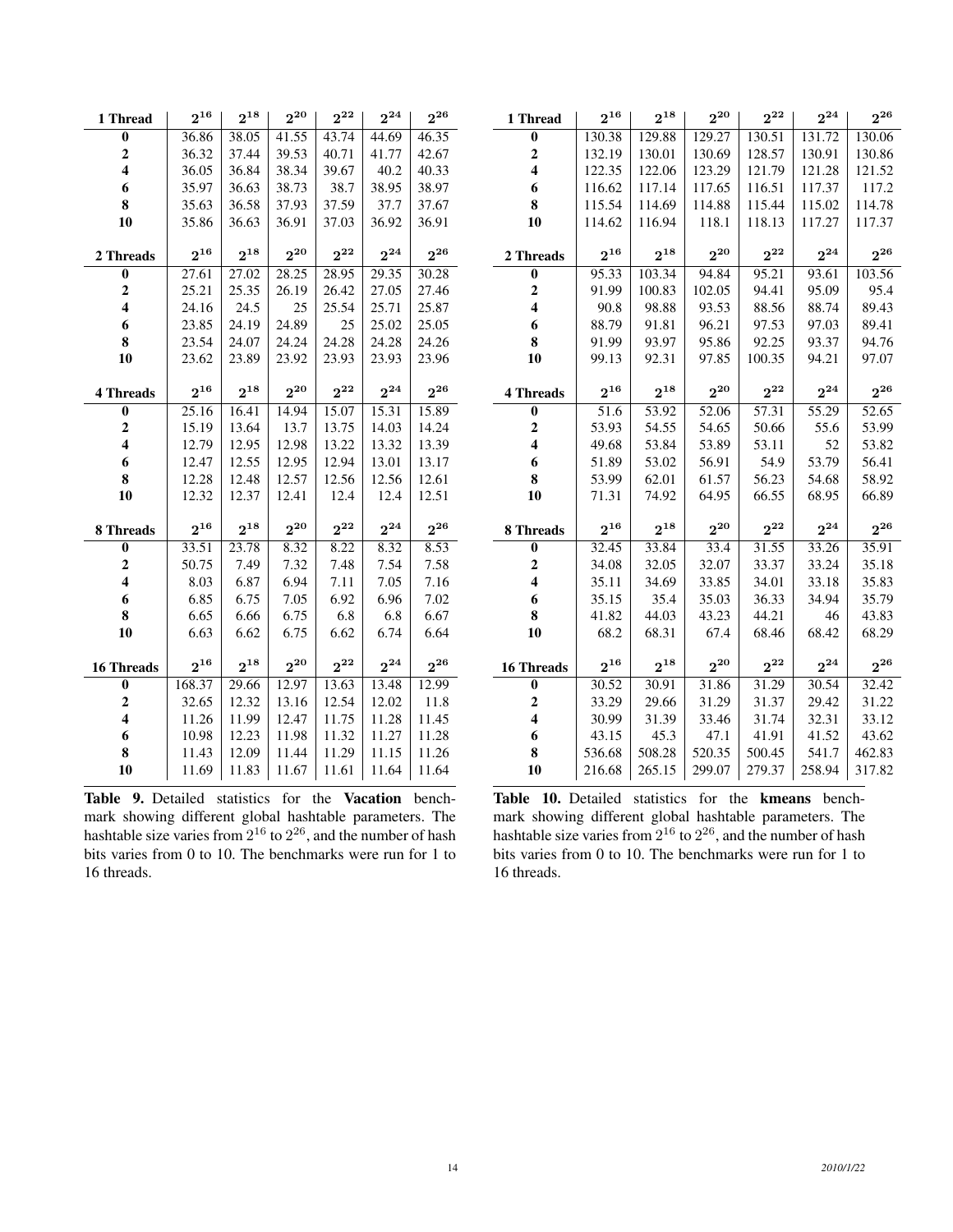| **1 Thread** | $2^{16}$ | $2^{18}$ | $2^{20}$ | $2^{22}$ | $2^{24}$ | $2^{26}$ |
|---|---|---|---|---|---|---|
| **0** | 36.86 | 38.05 | 41.55 | 43.74 | 44.69 | 46.35 |
| **2** | 36.32 | 37.44 | 39.53 | 40.71 | 41.77 | 42.67 |
| **4** | 36.05 | 36.84 | 38.34 | 39.67 | 40.2 | 40.33 |
| **6** | 35.97 | 36.63 | 38.73 | 38.7 | 38.95 | 38.97 |
| **8** | 35.63 | 36.58 | 37.93 | 37.59 | 37.7 | 37.67 |
| **10** | 35.86 | 36.63 | 36.91 | 37.03 | 36.92 | 36.91 |
| **2 Threads** | $2^{16}$ | $2^{18}$ | $2^{20}$ | $2^{22}$ | $2^{24}$ | $2^{26}$ |
| **0** | 27.61 | 27.02 | 28.25 | 28.95 | 29.35 | 30.28 |
| **2** | 25.21 | 25.35 | 26.19 | 26.42 | 27.05 | 27.46 |
| **4** | 24.16 | 24.5 | 25 | 25.54 | 25.71 | 25.87 |
| **6** | 23.85 | 24.19 | 24.89 | 25 | 25.02 | 25.05 |
| **8** | 23.54 | 24.07 | 24.24 | 24.28 | 24.28 | 24.26 |
| **10** | 23.62 | 23.89 | 23.92 | 23.93 | 23.93 | 23.96 |
| **4 Threads** | $2^{16}$ | $2^{18}$ | $2^{20}$ | $2^{22}$ | $2^{24}$ | $2^{26}$ |
| **0** | 25.16 | 16.41 | 14.94 | 15.07 | 15.31 | 15.89 |
| **2** | 15.19 | 13.64 | 13.7 | 13.75 | 14.03 | 14.24 |
| **4** | 12.79 | 12.95 | 12.98 | 13.22 | 13.32 | 13.39 |
| **6** | 12.47 | 12.55 | 12.95 | 12.94 | 13.01 | 13.17 |
| **8** | 12.28 | 12.48 | 12.57 | 12.56 | 12.56 | 12.61 |
| **10** | 12.32 | 12.37 | 12.41 | 12.4 | 12.4 | 12.51 |
| **8 Threads** | $2^{16}$ | $2^{18}$ | $2^{20}$ | $2^{22}$ | $2^{24}$ | $2^{26}$ |
| **0** | 33.51 | 23.78 | 8.32 | 8.22 | 8.32 | 8.53 |
| **2** | 50.75 | 7.49 | 7.32 | 7.48 | 7.54 | 7.58 |
| **4** | 8.03 | 6.87 | 6.94 | 7.11 | 7.05 | 7.16 |
| **6** | 6.85 | 6.75 | 7.05 | 6.92 | 6.96 | 7.02 |
| **8** | 6.65 | 6.66 | 6.75 | 6.8 | 6.8 | 6.67 |
| **10** | 6.63 | 6.62 | 6.75 | 6.62 | 6.74 | 6.64 |
| **16 Threads** | $2^{16}$ | $2^{18}$ | $2^{20}$ | $2^{22}$ | $2^{24}$ | $2^{26}$ |
| **0** | 168.37 | 29.66 | 12.97 | 13.63 | 13.48 | 12.99 |
| **2** | 32.65 | 12.32 | 13.16 | 12.54 | 12.02 | 11.8 |
| **4** | 11.26 | 11.99 | 12.47 | 11.75 | 11.28 | 11.45 |
| **6** | 10.98 | 12.23 | 11.98 | 11.32 | 11.27 | 11.28 |
| **8** | 11.43 | 12.09 | 11.44 | 11.29 | 11.15 | 11.26 |
| **10** | 11.69 | 11.83 | 11.67 | 11.61 | 11.64 | 11.64 |

**Table 9.** Detailed statistics for the **Vacation** benchmark showing different global hashtable parameters. The hashtable size varies from $2^{16}$ to $2^{26}$, and the number of hash bits varies from 0 to 10. The benchmarks were run for 1 to 16 threads.

| **1 Thread** | $2^{16}$ | $2^{18}$ | $2^{20}$ | $2^{22}$ | $2^{24}$ | $2^{26}$ |
|---|---|---|---|---|---|---|
| **0** | 130.38 | 129.88 | 129.27 | 130.51 | 131.72 | 130.06 |
| **2** | 132.19 | 130.01 | 130.69 | 128.57 | 130.91 | 130.86 |
| **4** | 122.35 | 122.06 | 123.29 | 121.79 | 121.28 | 121.52 |
| **6** | 116.62 | 117.14 | 117.65 | 116.51 | 117.37 | 117.2 |
| **8** | 115.54 | 114.69 | 114.88 | 115.44 | 115.02 | 114.78 |
| **10** | 114.62 | 116.94 | 118.1 | 118.13 | 117.27 | 117.37 |
| **2 Threads** | $2^{16}$ | $2^{18}$ | $2^{20}$ | $2^{22}$ | $2^{24}$ | $2^{26}$ |
| **0** | 95.33 | 103.34 | 94.84 | 95.21 | 93.61 | 103.56 |
| **2** | 91.99 | 100.83 | 102.05 | 94.41 | 95.09 | 95.4 |
| **4** | 90.8 | 98.88 | 93.53 | 88.56 | 88.74 | 89.43 |
| **6** | 88.79 | 91.81 | 96.21 | 97.53 | 97.03 | 89.41 |
| **8** | 91.99 | 93.97 | 95.86 | 92.25 | 93.37 | 94.76 |
| **10** | 99.13 | 92.31 | 97.85 | 100.35 | 94.21 | 97.07 |
| **4 Threads** | $2^{16}$ | $2^{18}$ | $2^{20}$ | $2^{22}$ | $2^{24}$ | $2^{26}$ |
| **0** | 51.6 | 53.92 | 52.06 | 57.31 | 55.29 | 52.65 |
| **2** | 53.93 | 54.55 | 54.65 | 50.66 | 55.6 | 53.99 |
| **4** | 49.68 | 53.84 | 53.89 | 53.11 | 52 | 53.82 |
| **6** | 51.89 | 53.02 | 56.91 | 54.9 | 53.79 | 56.41 |
| **8** | 53.99 | 62.01 | 61.57 | 56.23 | 54.68 | 58.92 |
| **10** | 71.31 | 74.92 | 64.95 | 66.55 | 68.95 | 66.89 |
| **8 Threads** | $2^{16}$ | $2^{18}$ | $2^{20}$ | $2^{22}$ | $2^{24}$ | $2^{26}$ |
| **0** | 32.45 | 33.84 | 33.4 | 31.55 | 33.26 | 35.91 |
| **2** | 34.08 | 32.05 | 32.07 | 33.37 | 33.24 | 35.18 |
| **4** | 35.11 | 34.69 | 33.85 | 34.01 | 33.18 | 35.83 |
| **6** | 35.15 | 35.4 | 35.03 | 36.33 | 34.94 | 35.79 |
| **8** | 41.82 | 44.03 | 43.23 | 44.21 | 46 | 43.83 |
| **10** | 68.2 | 68.31 | 67.4 | 68.46 | 68.42 | 68.29 |
| **16 Threads** | $2^{16}$ | $2^{18}$ | $2^{20}$ | $2^{22}$ | $2^{24}$ | $2^{26}$ |
| **0** | 30.52 | 30.91 | 31.86 | 31.29 | 30.54 | 32.42 |
| **2** | 33.29 | 29.66 | 31.29 | 31.37 | 29.42 | 31.22 |
| **4** | 30.99 | 31.39 | 33.46 | 31.74 | 32.31 | 33.12 |
| **6** | 43.15 | 45.3 | 47.1 | 41.91 | 41.52 | 43.62 |
| **8** | 536.68 | 508.28 | 520.35 | 500.45 | 541.7 | 462.83 |
| **10** | 216.68 | 265.15 | 299.07 | 279.37 | 258.94 | 317.82 |

**Table 10.** Detailed statistics for the **kmeans** benchmark showing different global hashtable parameters. The hashtable size varies from $2^{16}$ to $2^{26}$, and the number of hash bits varies from 0 to 10. The benchmarks were run for 1 to 16 threads.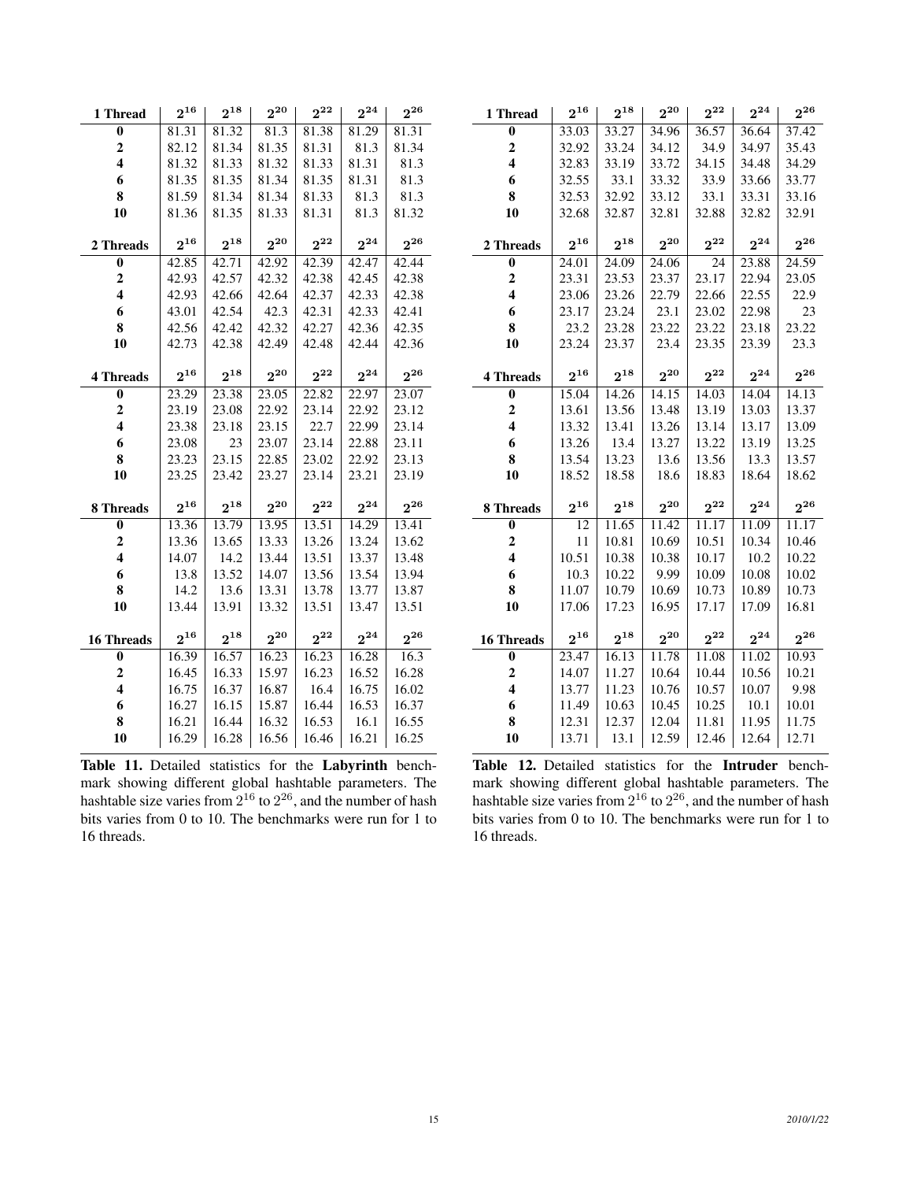| 1 Thread | $2^{16}$ | $2^{18}$ | $2^{20}$ | $2^{22}$ | $2^{24}$ | $2^{26}$ |
|---|---|---|---|---|---|---|
| **0** | 81.31 | 81.32 | 81.3 | 81.38 | 81.29 | 81.31 |
| **2** | 82.12 | 81.34 | 81.35 | 81.31 | 81.3 | 81.34 |
| **4** | 81.32 | 81.33 | 81.32 | 81.33 | 81.31 | 81.3 |
| **6** | 81.35 | 81.35 | 81.34 | 81.35 | 81.31 | 81.3 |
| **8** | 81.59 | 81.34 | 81.34 | 81.33 | 81.3 | 81.3 |
| **10** | 81.36 | 81.35 | 81.33 | 81.31 | 81.3 | 81.32 |
| **2 Threads** | $2^{16}$ | $2^{18}$ | $2^{20}$ | $2^{22}$ | $2^{24}$ | $2^{26}$ |
| **0** | 42.85 | 42.71 | 42.92 | 42.39 | 42.47 | 42.44 |
| **2** | 42.93 | 42.57 | 42.32 | 42.38 | 42.45 | 42.38 |
| **4** | 42.93 | 42.66 | 42.64 | 42.37 | 42.33 | 42.38 |
| **6** | 43.01 | 42.54 | 42.3 | 42.31 | 42.33 | 42.41 |
| **8** | 42.56 | 42.42 | 42.32 | 42.27 | 42.36 | 42.35 |
| **10** | 42.73 | 42.38 | 42.49 | 42.48 | 42.44 | 42.36 |
| **4 Threads** | $2^{16}$ | $2^{18}$ | $2^{20}$ | $2^{22}$ | $2^{24}$ | $2^{26}$ |
| **0** | 23.29 | 23.38 | 23.05 | 22.82 | 22.97 | 23.07 |
| **2** | 23.19 | 23.08 | 22.92 | 23.14 | 22.92 | 23.12 |
| **4** | 23.38 | 23.18 | 23.15 | 22.7 | 22.99 | 23.14 |
| **6** | 23.08 | 23 | 23.07 | 23.14 | 22.88 | 23.11 |
| **8** | 23.23 | 23.15 | 22.85 | 23.02 | 22.92 | 23.13 |
| **10** | 23.25 | 23.42 | 23.27 | 23.14 | 23.21 | 23.19 |
| **8 Threads** | $2^{16}$ | $2^{18}$ | $2^{20}$ | $2^{22}$ | $2^{24}$ | $2^{26}$ |
| **0** | 13.36 | 13.79 | 13.95 | 13.51 | 14.29 | 13.41 |
| **2** | 13.36 | 13.65 | 13.33 | 13.26 | 13.24 | 13.62 |
| **4** | 14.07 | 14.2 | 13.44 | 13.51 | 13.37 | 13.48 |
| **6** | 13.8 | 13.52 | 14.07 | 13.56 | 13.54 | 13.94 |
| **8** | 14.2 | 13.6 | 13.31 | 13.78 | 13.77 | 13.87 |
| **10** | 13.44 | 13.91 | 13.32 | 13.51 | 13.47 | 13.51 |
| **16 Threads** | $2^{16}$ | $2^{18}$ | $2^{20}$ | $2^{22}$ | $2^{24}$ | $2^{26}$ |
| **0** | 16.39 | 16.57 | 16.23 | 16.23 | 16.28 | 16.3 |
| **2** | 16.45 | 16.33 | 15.97 | 16.23 | 16.52 | 16.28 |
| **4** | 16.75 | 16.37 | 16.87 | 16.4 | 16.75 | 16.02 |
| **6** | 16.27 | 16.15 | 15.87 | 16.44 | 16.53 | 16.37 |
| **8** | 16.21 | 16.44 | 16.32 | 16.53 | 16.1 | 16.55 |
| **10** | 16.29 | 16.28 | 16.56 | 16.46 | 16.21 | 16.25 |

**Table 11.** Detailed statistics for the **Labyrinth** benchmark showing different global hashtable parameters. The hashtable size varies from $2^{16}$ to $2^{26}$, and the number of hash bits varies from 0 to 10. The benchmarks were run for 1 to 16 threads.

| 1 Thread | $2^{16}$ | $2^{18}$ | $2^{20}$ | $2^{22}$ | $2^{24}$ | $2^{26}$ |
|---|---|---|---|---|---|---|
| **0** | 33.03 | 33.27 | 34.96 | 36.57 | 36.64 | 37.42 |
| **2** | 32.92 | 33.24 | 34.12 | 34.9 | 34.97 | 35.43 |
| **4** | 32.83 | 33.19 | 33.72 | 34.15 | 34.48 | 34.29 |
| **6** | 32.55 | 33.1 | 33.32 | 33.9 | 33.66 | 33.77 |
| **8** | 32.53 | 32.92 | 33.12 | 33.1 | 33.31 | 33.16 |
| **10** | 32.68 | 32.87 | 32.81 | 32.88 | 32.82 | 32.91 |
| **2 Threads** | $2^{16}$ | $2^{18}$ | $2^{20}$ | $2^{22}$ | $2^{24}$ | $2^{26}$ |
| **0** | 24.01 | 24.09 | 24.06 | 24 | 23.88 | 24.59 |
| **2** | 23.31 | 23.53 | 23.37 | 23.17 | 22.94 | 23.05 |
| **4** | 23.06 | 23.26 | 22.79 | 22.66 | 22.55 | 22.9 |
| **6** | 23.17 | 23.24 | 23.1 | 23.02 | 22.98 | 23 |
| **8** | 23.2 | 23.28 | 23.22 | 23.22 | 23.18 | 23.22 |
| **10** | 23.24 | 23.37 | 23.4 | 23.35 | 23.39 | 23.3 |
| **4 Threads** | $2^{16}$ | $2^{18}$ | $2^{20}$ | $2^{22}$ | $2^{24}$ | $2^{26}$ |
| **0** | 15.04 | 14.26 | 14.15 | 14.03 | 14.04 | 14.13 |
| **2** | 13.61 | 13.56 | 13.48 | 13.19 | 13.03 | 13.37 |
| **4** | 13.32 | 13.41 | 13.26 | 13.14 | 13.17 | 13.09 |
| **6** | 13.26 | 13.4 | 13.27 | 13.22 | 13.19 | 13.25 |
| **8** | 13.54 | 13.23 | 13.6 | 13.56 | 13.3 | 13.57 |
| **10** | 18.52 | 18.58 | 18.6 | 18.83 | 18.64 | 18.62 |
| **8 Threads** | $2^{16}$ | $2^{18}$ | $2^{20}$ | $2^{22}$ | $2^{24}$ | $2^{26}$ |
| **0** | 12 | 11.65 | 11.42 | 11.17 | 11.09 | 11.17 |
| **2** | 11 | 10.81 | 10.69 | 10.51 | 10.34 | 10.46 |
| **4** | 10.51 | 10.38 | 10.38 | 10.17 | 10.2 | 10.22 |
| **6** | 10.3 | 10.22 | 9.99 | 10.09 | 10.08 | 10.02 |
| **8** | 11.07 | 10.79 | 10.69 | 10.73 | 10.89 | 10.73 |
| **10** | 17.06 | 17.23 | 16.95 | 17.17 | 17.09 | 16.81 |
| **16 Threads** | $2^{16}$ | $2^{18}$ | $2^{20}$ | $2^{22}$ | $2^{24}$ | $2^{26}$ |
| **0** | 23.47 | 16.13 | 11.78 | 11.08 | 11.02 | 10.93 |
| **2** | 14.07 | 11.27 | 10.64 | 10.44 | 10.56 | 10.21 |
| **4** | 13.77 | 11.23 | 10.76 | 10.57 | 10.07 | 9.98 |
| **6** | 11.49 | 10.63 | 10.45 | 10.25 | 10.1 | 10.01 |
| **8** | 12.31 | 12.37 | 12.04 | 11.81 | 11.95 | 11.75 |
| **10** | 13.71 | 13.1 | 12.59 | 12.46 | 12.64 | 12.71 |

**Table 12.** Detailed statistics for the **Intruder** benchmark showing different global hashtable parameters. The hashtable size varies from $2^{16}$ to $2^{26}$, and the number of hash bits varies from 0 to 10. The benchmarks were run for 1 to 16 threads.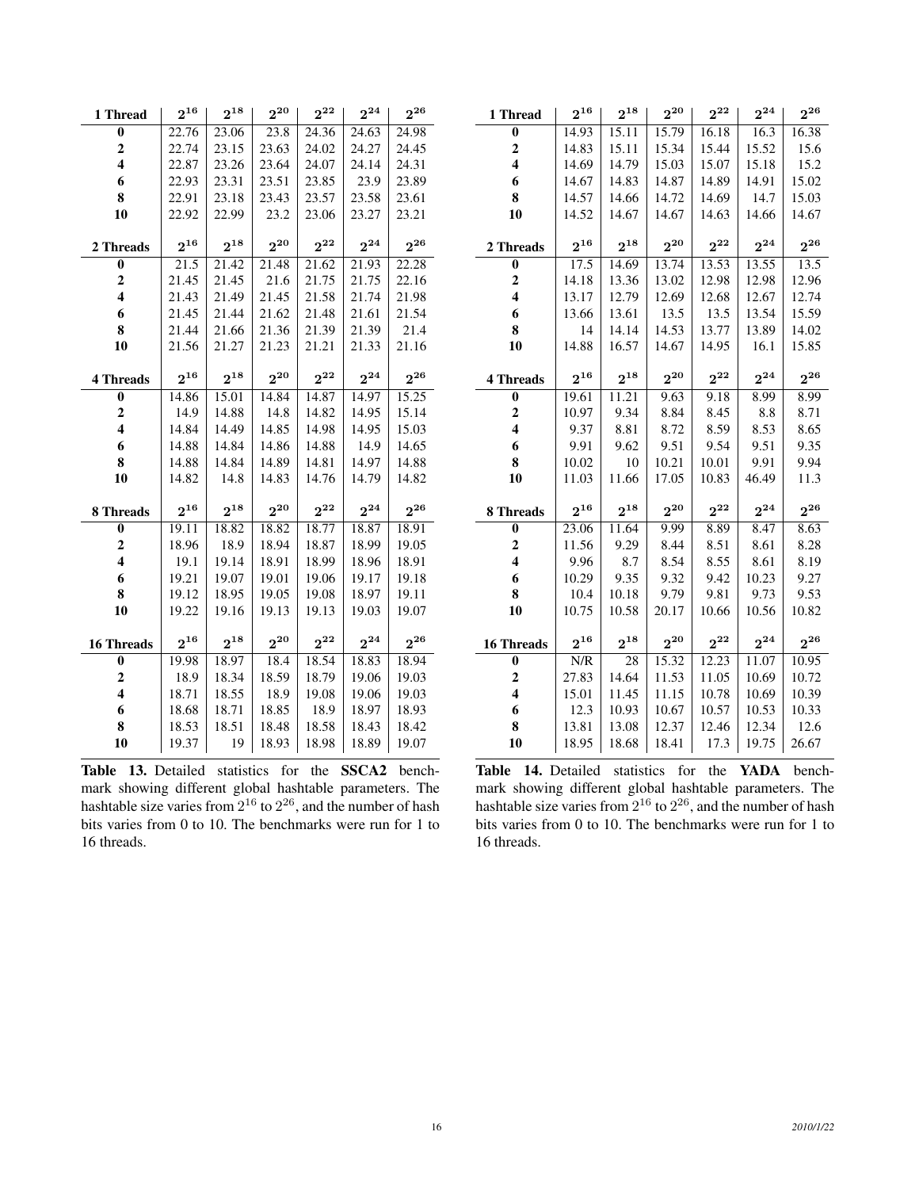| 1 Thread | $2^{16}$ | $2^{18}$ | $2^{20}$ | $2^{22}$ | $2^{24}$ | $2^{26}$ |
|---|---|---|---|---|---|---|
| **0** | 22.76 | 23.06 | 23.8 | 24.36 | 24.63 | 24.98 |
| **2** | 22.74 | 23.15 | 23.63 | 24.02 | 24.27 | 24.45 |
| **4** | 22.87 | 23.26 | 23.64 | 24.07 | 24.14 | 24.31 |
| **6** | 22.93 | 23.31 | 23.51 | 23.85 | 23.9 | 23.89 |
| **8** | 22.91 | 23.18 | 23.43 | 23.57 | 23.58 | 23.61 |
| **10** | 22.92 | 22.99 | 23.2 | 23.06 | 23.27 | 23.21 |
| **2 Threads** | $2^{16}$ | $2^{18}$ | $2^{20}$ | $2^{22}$ | $2^{24}$ | $2^{26}$ |
| **0** | 21.5 | 21.42 | 21.48 | 21.62 | 21.93 | 22.28 |
| **2** | 21.45 | 21.45 | 21.6 | 21.75 | 21.75 | 22.16 |
| **4** | 21.43 | 21.49 | 21.45 | 21.58 | 21.74 | 21.98 |
| **6** | 21.45 | 21.44 | 21.62 | 21.48 | 21.61 | 21.54 |
| **8** | 21.44 | 21.66 | 21.36 | 21.39 | 21.39 | 21.4 |
| **10** | 21.56 | 21.27 | 21.23 | 21.21 | 21.33 | 21.16 |
| **4 Threads** | $2^{16}$ | $2^{18}$ | $2^{20}$ | $2^{22}$ | $2^{24}$ | $2^{26}$ |
| **0** | 14.86 | 15.01 | 14.84 | 14.87 | 14.97 | 15.25 |
| **2** | 14.9 | 14.88 | 14.8 | 14.82 | 14.95 | 15.14 |
| **4** | 14.84 | 14.49 | 14.85 | 14.98 | 14.95 | 15.03 |
| **6** | 14.88 | 14.84 | 14.86 | 14.88 | 14.9 | 14.65 |
| **8** | 14.88 | 14.84 | 14.89 | 14.81 | 14.97 | 14.88 |
| **10** | 14.82 | 14.8 | 14.83 | 14.76 | 14.79 | 14.82 |
| **8 Threads** | $2^{16}$ | $2^{18}$ | $2^{20}$ | $2^{22}$ | $2^{24}$ | $2^{26}$ |
| **0** | 19.11 | 18.82 | 18.82 | 18.77 | 18.87 | 18.91 |
| **2** | 18.96 | 18.9 | 18.94 | 18.87 | 18.99 | 19.05 |
| **4** | 19.1 | 19.14 | 18.91 | 18.99 | 18.96 | 18.91 |
| **6** | 19.21 | 19.07 | 19.01 | 19.06 | 19.17 | 19.18 |
| **8** | 19.12 | 18.95 | 19.05 | 19.08 | 18.97 | 19.11 |
| **10** | 19.22 | 19.16 | 19.13 | 19.13 | 19.03 | 19.07 |
| **16 Threads** | $2^{16}$ | $2^{18}$ | $2^{20}$ | $2^{22}$ | $2^{24}$ | $2^{26}$ |
| **0** | 19.98 | 18.97 | 18.4 | 18.54 | 18.83 | 18.94 |
| **2** | 18.9 | 18.34 | 18.59 | 18.79 | 19.06 | 19.03 |
| **4** | 18.71 | 18.55 | 18.9 | 19.08 | 19.06 | 19.03 |
| **6** | 18.68 | 18.71 | 18.85 | 18.9 | 18.97 | 18.93 |
| **8** | 18.53 | 18.51 | 18.48 | 18.58 | 18.43 | 18.42 |
| **10** | 19.37 | 19 | 18.93 | 18.98 | 18.89 | 19.07 |

**Table 13.** Detailed statistics for the **SSCA2** benchmark showing different global hashtable parameters. The hashtable size varies from $2^{16}$ to $2^{26}$, and the number of hash bits varies from 0 to 10. The benchmarks were run for 1 to 16 threads.

| 1 Thread | $2^{16}$ | $2^{18}$ | $2^{20}$ | $2^{22}$ | $2^{24}$ | $2^{26}$ |
|---|---|---|---|---|---|---|
| **0** | 14.93 | 15.11 | 15.79 | 16.18 | 16.3 | 16.38 |
| **2** | 14.83 | 15.11 | 15.34 | 15.44 | 15.52 | 15.6 |
| **4** | 14.69 | 14.79 | 15.03 | 15.07 | 15.18 | 15.2 |
| **6** | 14.67 | 14.83 | 14.87 | 14.89 | 14.91 | 15.02 |
| **8** | 14.57 | 14.66 | 14.72 | 14.69 | 14.7 | 15.03 |
| **10** | 14.52 | 14.67 | 14.67 | 14.63 | 14.66 | 14.67 |
| **2 Threads** | $2^{16}$ | $2^{18}$ | $2^{20}$ | $2^{22}$ | $2^{24}$ | $2^{26}$ |
| **0** | 17.5 | 14.69 | 13.74 | 13.53 | 13.55 | 13.5 |
| **2** | 14.18 | 13.36 | 13.02 | 12.98 | 12.98 | 12.96 |
| **4** | 13.17 | 12.79 | 12.69 | 12.68 | 12.67 | 12.74 |
| **6** | 13.66 | 13.61 | 13.5 | 13.5 | 13.54 | 15.59 |
| **8** | 14 | 14.14 | 14.53 | 13.77 | 13.89 | 14.02 |
| **10** | 14.88 | 16.57 | 14.67 | 14.95 | 16.1 | 15.85 |
| **4 Threads** | $2^{16}$ | $2^{18}$ | $2^{20}$ | $2^{22}$ | $2^{24}$ | $2^{26}$ |
| **0** | 19.61 | 11.21 | 9.63 | 9.18 | 8.99 | 8.99 |
| **2** | 10.97 | 9.34 | 8.84 | 8.45 | 8.8 | 8.71 |
| **4** | 9.37 | 8.81 | 8.72 | 8.59 | 8.53 | 8.65 |
| **6** | 9.91 | 9.62 | 9.51 | 9.54 | 9.51 | 9.35 |
| **8** | 10.02 | 10 | 10.21 | 10.01 | 9.91 | 9.94 |
| **10** | 11.03 | 11.66 | 17.05 | 10.83 | 46.49 | 11.3 |
| **8 Threads** | $2^{16}$ | $2^{18}$ | $2^{20}$ | $2^{22}$ | $2^{24}$ | $2^{26}$ |
| **0** | 23.06 | 11.64 | 9.99 | 8.89 | 8.47 | 8.63 |
| **2** | 11.56 | 9.29 | 8.44 | 8.51 | 8.61 | 8.28 |
| **4** | 9.96 | 8.7 | 8.54 | 8.55 | 8.61 | 8.19 |
| **6** | 10.29 | 9.35 | 9.32 | 9.42 | 10.23 | 9.27 |
| **8** | 10.4 | 10.18 | 9.79 | 9.81 | 9.73 | 9.53 |
| **10** | 10.75 | 10.58 | 20.17 | 10.66 | 10.56 | 10.82 |
| **16 Threads** | $2^{16}$ | $2^{18}$ | $2^{20}$ | $2^{22}$ | $2^{24}$ | $2^{26}$ |
| **0** | N/R | 28 | 15.32 | 12.23 | 11.07 | 10.95 |
| **2** | 27.83 | 14.64 | 11.53 | 11.05 | 10.69 | 10.72 |
| **4** | 15.01 | 11.45 | 11.15 | 10.78 | 10.69 | 10.39 |
| **6** | 12.3 | 10.93 | 10.67 | 10.57 | 10.53 | 10.33 |
| **8** | 13.81 | 13.08 | 12.37 | 12.46 | 12.34 | 12.6 |
| **10** | 18.95 | 18.68 | 18.41 | 17.3 | 19.75 | 26.67 |

**Table 14.** Detailed statistics for the **YADA** benchmark showing different global hashtable parameters. The hashtable size varies from $2^{16}$ to $2^{26}$, and the number of hash bits varies from 0 to 10. The benchmarks were run for 1 to 16 threads.